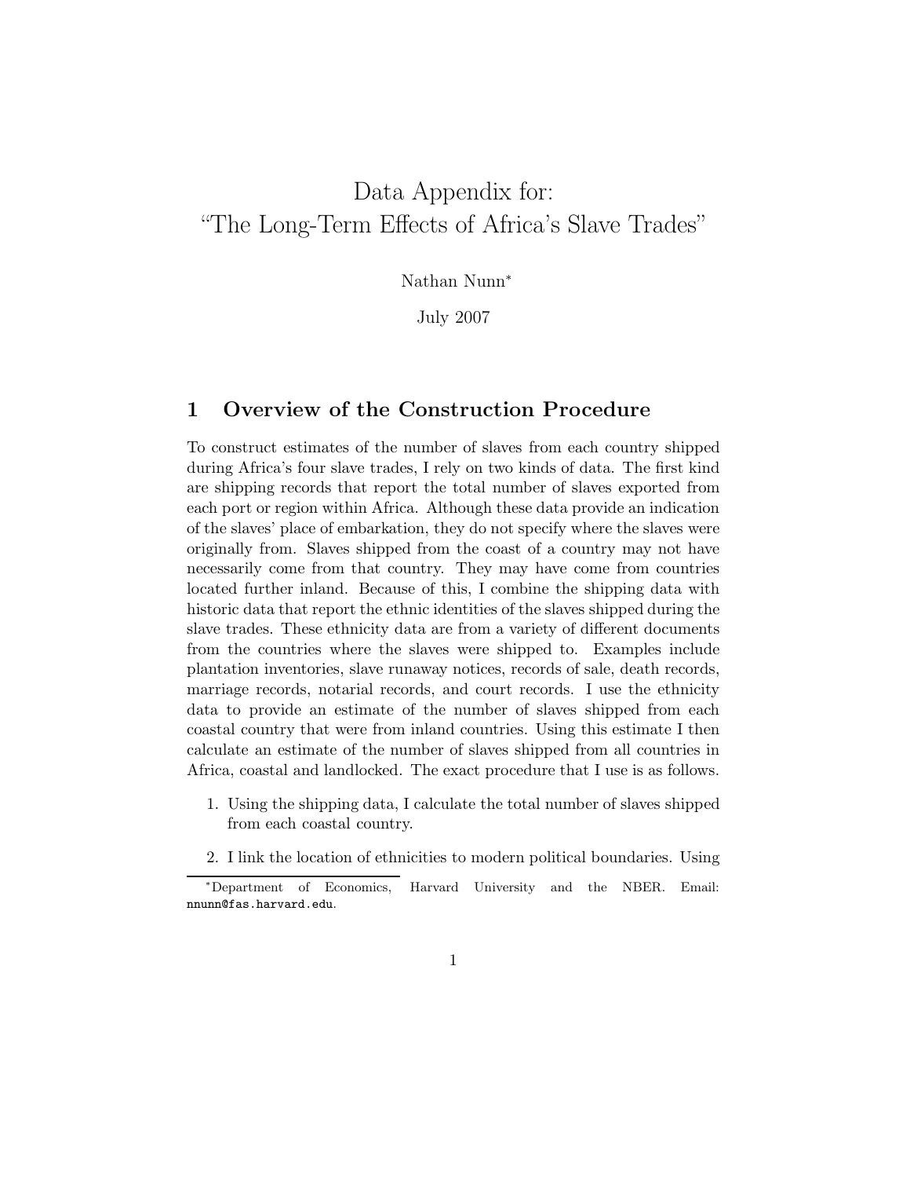# Data Appendix for: "The Long-Term Effects of Africa's Slave Trades"

Nathan Nunn*

July 2007

## 1 Overview of the Construction Procedure

To construct estimates of the number of slaves from each country shipped during Africa's four slave trades, I rely on two kinds of data. The first kind are shipping records that report the total number of slaves exported from each port or region within Africa. Although these data provide an indication of the slaves' place of embarkation, they do not specify where the slaves were originally from. Slaves shipped from the coast of a country may not have necessarily come from that country. They may have come from countries located further inland. Because of this, I combine the shipping data with historic data that report the ethnic identities of the slaves shipped during the slave trades. These ethnicity data are from a variety of different documents from the countries where the slaves were shipped to. Examples include plantation inventories, slave runaway notices, records of sale, death records, marriage records, notarial records, and court records. I use the ethnicity data to provide an estimate of the number of slaves shipped from each coastal country that were from inland countries. Using this estimate I then calculate an estimate of the number of slaves shipped from all countries in Africa, coastal and landlocked. The exact procedure that I use is as follows.

1. Using the shipping data, I calculate the total number of slaves shipped from each coastal country.
2. I link the location of ethnicities to modern political boundaries. Using

*Department of Economics, Harvard University and the NBER. Email: nnunn@fas.harvard.edu.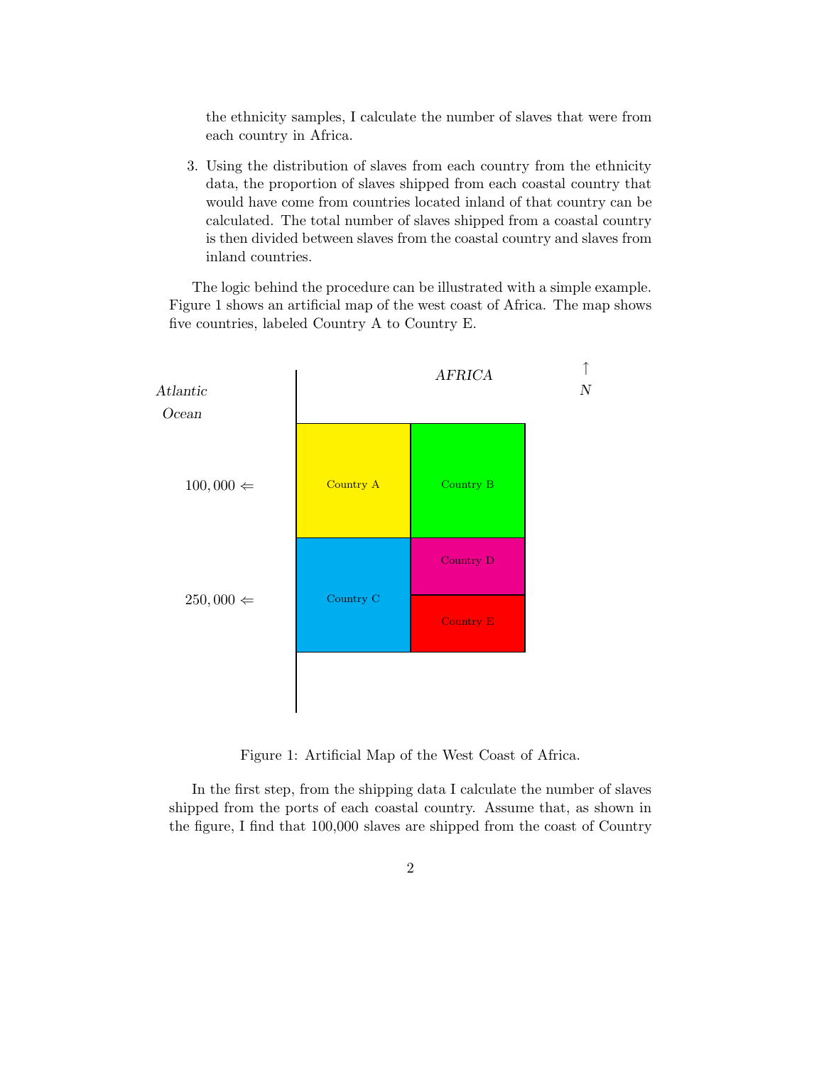the ethnicity samples, I calculate the number of slaves that were from each country in Africa.

3. Using the distribution of slaves from each country from the ethnicity data, the proportion of slaves shipped from each coastal country that would have come from countries located inland of that country can be calculated. The total number of slaves shipped from a coastal country is then divided between slaves from the coastal country and slaves from inland countries.

The logic behind the procedure can be illustrated with a simple example. Figure 1 shows an artificial map of the west coast of Africa. The map shows five countries, labeled Country A to Country E.

Figure 1: Artificial Map of the West Coast of Africa.

In the first step, from the shipping data I calculate the number of slaves shipped from the ports of each coastal country. Assume that, as shown in the figure, I find that 100,000 slaves are shipped from the coast of Country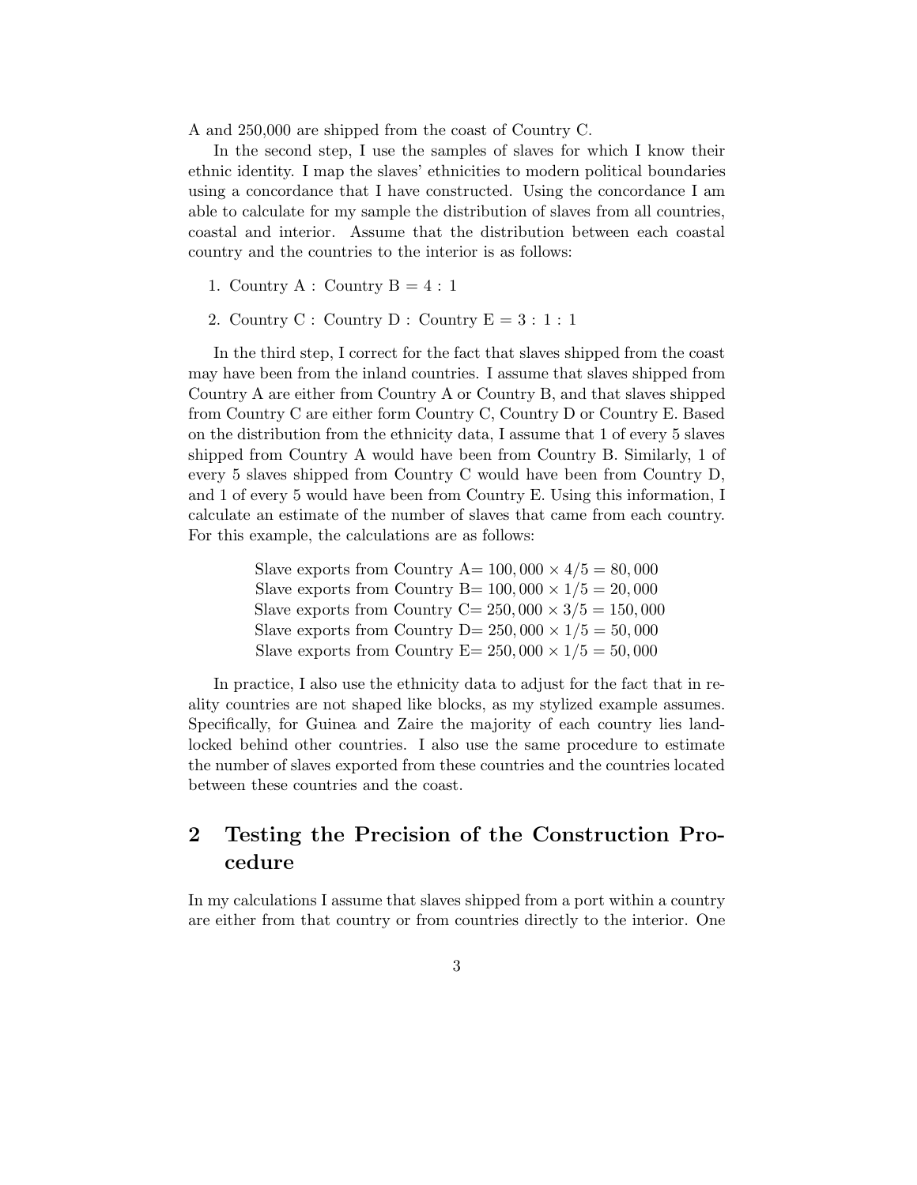A and 250,000 are shipped from the coast of Country C.

In the second step, I use the samples of slaves for which I know their ethnic identity. I map the slaves' ethnicities to modern political boundaries using a concordance that I have constructed. Using the concordance I am able to calculate for my sample the distribution of slaves from all countries, coastal and interior. Assume that the distribution between each coastal country and the countries to the interior is as follows:

1. Country A : Country B = 4 : 1
2. Country C : Country D : Country E = 3 : 1 : 1

In the third step, I correct for the fact that slaves shipped from the coast may have been from the inland countries. I assume that slaves shipped from Country A are either from Country A or Country B, and that slaves shipped from Country C are either form Country C, Country D or Country E. Based on the distribution from the ethnicity data, I assume that 1 of every 5 slaves shipped from Country A would have been from Country B. Similarly, 1 of every 5 slaves shipped from Country C would have been from Country D, and 1 of every 5 would have been from Country E. Using this information, I calculate an estimate of the number of slaves that came from each country. For this example, the calculations are as follows:

$$
\begin{aligned}
&\text{Slave exports from Country A} = 100,000 \times 4/5 = 80,000 \\
&\text{Slave exports from Country B} = 100,000 \times 1/5 = 20,000 \\
&\text{Slave exports from Country C} = 250,000 \times 3/5 = 150,000 \\
&\text{Slave exports from Country D} = 250,000 \times 1/5 = 50,000 \\
&\text{Slave exports from Country E} = 250,000 \times 1/5 = 50,000
\end{aligned}
$$

In practice, I also use the ethnicity data to adjust for the fact that in reality countries are not shaped like blocks, as my stylized example assumes. Specifically, for Guinea and Zaire the majority of each country lies landlocked behind other countries. I also use the same procedure to estimate the number of slaves exported from these countries and the countries located between these countries and the coast.

## 2 Testing the Precision of the Construction Procedure

In my calculations I assume that slaves shipped from a port within a country are either from that country or from countries directly to the interior. One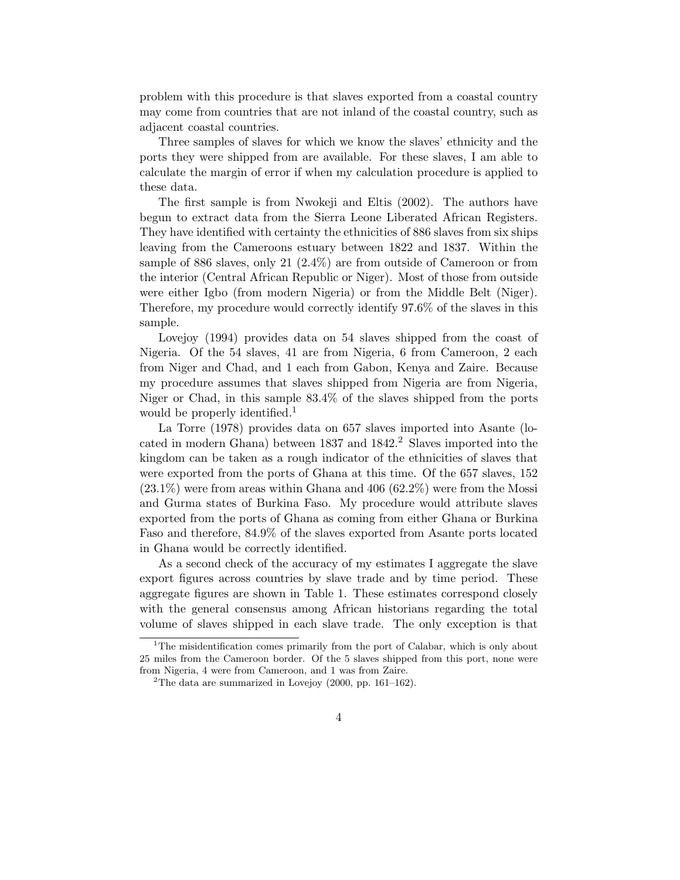problem with this procedure is that slaves exported from a coastal country may come from countries that are not inland of the coastal country, such as adjacent coastal countries.

Three samples of slaves for which we know the slaves' ethnicity and the ports they were shipped from are available. For these slaves, I am able to calculate the margin of error if when my calculation procedure is applied to these data.

The first sample is from Nwokeji and Eltis (2002). The authors have begun to extract data from the Sierra Leone Liberated African Registers. They have identified with certainty the ethnicities of 886 slaves from six ships leaving from the Cameroons estuary between 1822 and 1837. Within the sample of 886 slaves, only 21 (2.4%) are from outside of Cameroon or from the interior (Central African Republic or Niger). Most of those from outside were either Igbo (from modern Nigeria) or from the Middle Belt (Niger). Therefore, my procedure would correctly identify 97.6% of the slaves in this sample.

Lovejoy (1994) provides data on 54 slaves shipped from the coast of Nigeria. Of the 54 slaves, 41 are from Nigeria, 6 from Cameroon, 2 each from Niger and Chad, and 1 each from Gabon, Kenya and Zaire. Because my procedure assumes that slaves shipped from Nigeria are from Nigeria, Niger or Chad, in this sample 83.4% of the slaves shipped from the ports would be properly identified.[1]

La Torre (1978) provides data on 657 slaves imported into Asante (located in modern Ghana) between 1837 and 1842.[2] Slaves imported into the kingdom can be taken as a rough indicator of the ethnicities of slaves that were exported from the ports of Ghana at this time. Of the 657 slaves, 152 (23.1%) were from areas within Ghana and 406 (62.2%) were from the Mossi and Gurma states of Burkina Faso. My procedure would attribute slaves exported from the ports of Ghana as coming from either Ghana or Burkina Faso and therefore, 84.9% of the slaves exported from Asante ports located in Ghana would be correctly identified.

As a second check of the accuracy of my estimates I aggregate the slave export figures across countries by slave trade and by time period. These aggregate figures are shown in Table 1. These estimates correspond closely with the general consensus among African historians regarding the total volume of slaves shipped in each slave trade. The only exception is that

[1] The misidentification comes primarily from the port of Calabar, which is only about 25 miles from the Cameroon border. Of the 5 slaves shipped from this port, none were from Nigeria, 4 were from Cameroon, and 1 was from Zaire.

[2] The data are summarized in Lovejoy (2000, pp. 161–162).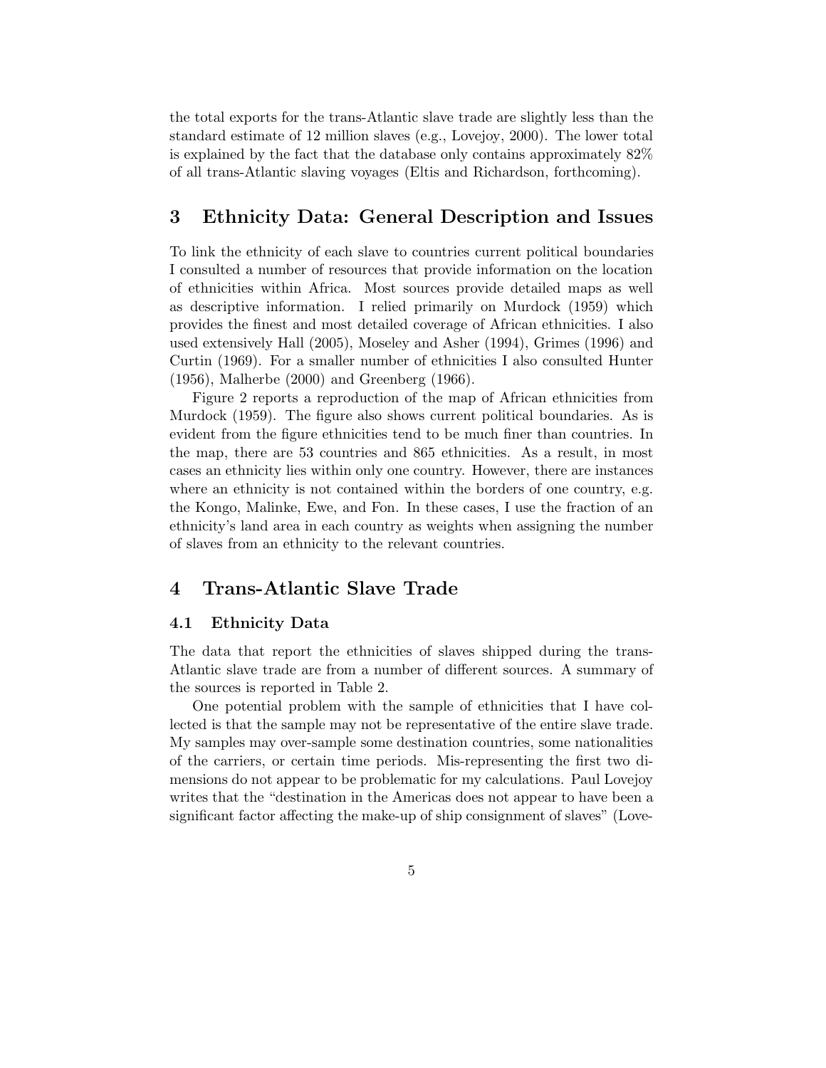the total exports for the trans-Atlantic slave trade are slightly less than the standard estimate of 12 million slaves (e.g., Lovejoy, 2000). The lower total is explained by the fact that the database only contains approximately 82% of all trans-Atlantic slaving voyages (Eltis and Richardson, forthcoming).

## 3 Ethnicity Data: General Description and Issues

To link the ethnicity of each slave to countries current political boundaries I consulted a number of resources that provide information on the location of ethnicities within Africa. Most sources provide detailed maps as well as descriptive information. I relied primarily on Murdock (1959) which provides the finest and most detailed coverage of African ethnicities. I also used extensively Hall (2005), Moseley and Asher (1994), Grimes (1996) and Curtin (1969). For a smaller number of ethnicities I also consulted Hunter (1956), Malherbe (2000) and Greenberg (1966).

Figure 2 reports a reproduction of the map of African ethnicities from Murdock (1959). The figure also shows current political boundaries. As is evident from the figure ethnicities tend to be much finer than countries. In the map, there are 53 countries and 865 ethnicities. As a result, in most cases an ethnicity lies within only one country. However, there are instances where an ethnicity is not contained within the borders of one country, e.g. the Kongo, Malinke, Ewe, and Fon. In these cases, I use the fraction of an ethnicity's land area in each country as weights when assigning the number of slaves from an ethnicity to the relevant countries.

## 4 Trans-Atlantic Slave Trade

### 4.1 Ethnicity Data

The data that report the ethnicities of slaves shipped during the trans-Atlantic slave trade are from a number of different sources. A summary of the sources is reported in Table 2.

One potential problem with the sample of ethnicities that I have collected is that the sample may not be representative of the entire slave trade. My samples may over-sample some destination countries, some nationalities of the carriers, or certain time periods. Mis-representing the first two dimensions do not appear to be problematic for my calculations. Paul Lovejoy writes that the "destination in the Americas does not appear to have been a significant factor affecting the make-up of ship consignment of slaves" (Love-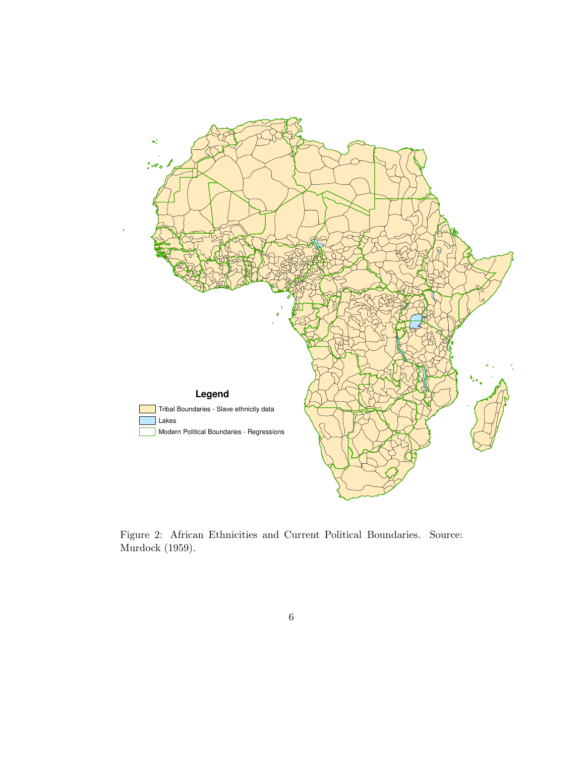Figure 2: African Ethnicities and Current Political Boundaries. Source: Murdock (1959).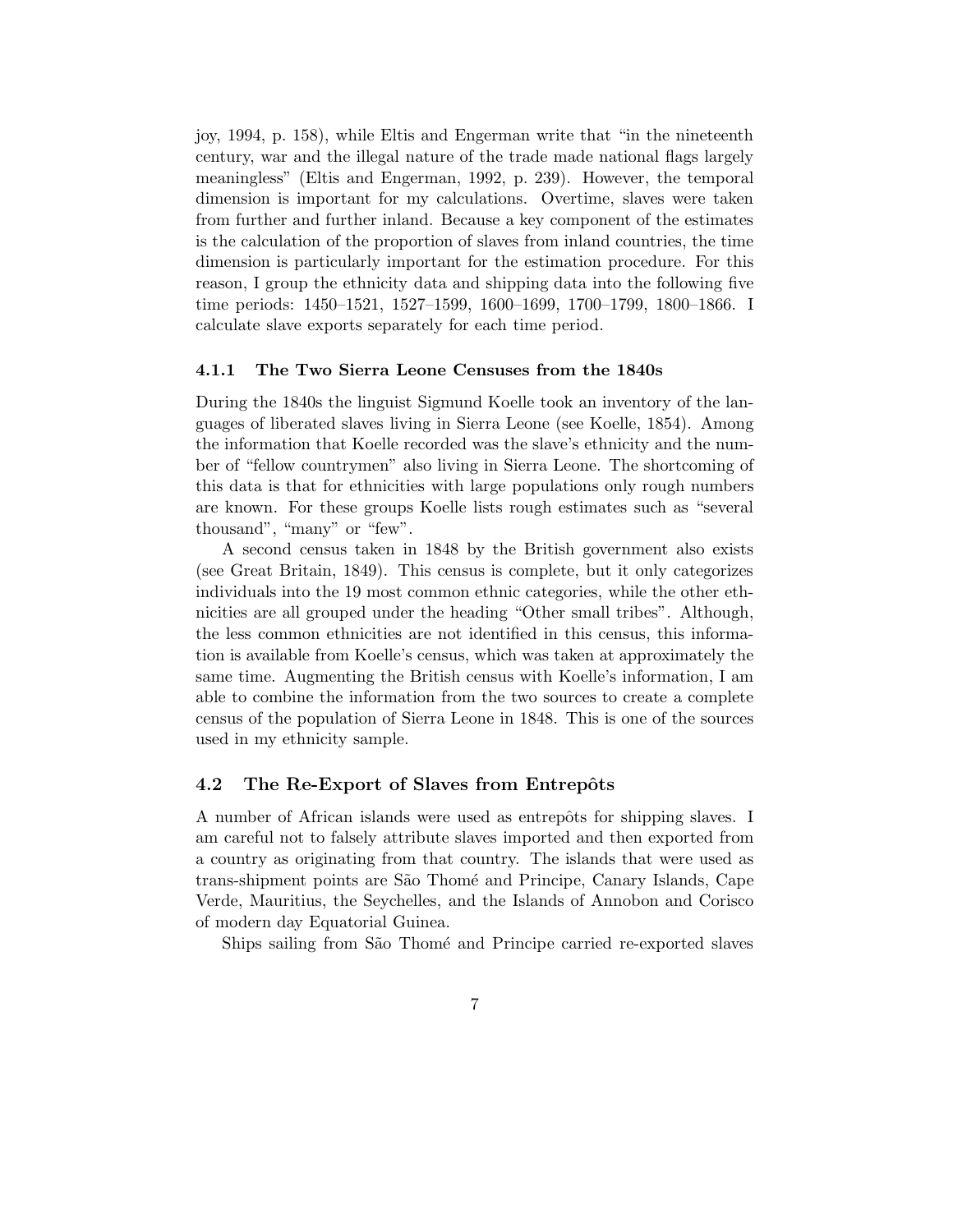joy, 1994, p. 158), while Eltis and Engerman write that "in the nineteenth century, war and the illegal nature of the trade made national flags largely meaningless" (Eltis and Engerman, 1992, p. 239). However, the temporal dimension is important for my calculations. Overtime, slaves were taken from further and further inland. Because a key component of the estimates is the calculation of the proportion of slaves from inland countries, the time dimension is particularly important for the estimation procedure. For this reason, I group the ethnicity data and shipping data into the following five time periods: 1450–1521, 1527–1599, 1600–1699, 1700–1799, 1800–1866. I calculate slave exports separately for each time period.

### 4.1.1 The Two Sierra Leone Censuses from the 1840s

During the 1840s the linguist Sigmund Koelle took an inventory of the languages of liberated slaves living in Sierra Leone (see Koelle, 1854). Among the information that Koelle recorded was the slave's ethnicity and the number of "fellow countrymen" also living in Sierra Leone. The shortcoming of this data is that for ethnicities with large populations only rough numbers are known. For these groups Koelle lists rough estimates such as "several thousand", "many" or "few".

A second census taken in 1848 by the British government also exists (see Great Britain, 1849). This census is complete, but it only categorizes individuals into the 19 most common ethnic categories, while the other ethnicities are all grouped under the heading "Other small tribes". Although, the less common ethnicities are not identified in this census, this information is available from Koelle's census, which was taken at approximately the same time. Augmenting the British census with Koelle's information, I am able to combine the information from the two sources to create a complete census of the population of Sierra Leone in 1848. This is one of the sources used in my ethnicity sample.

## 4.2 The Re-Export of Slaves from Entrepôts

A number of African islands were used as entrepôts for shipping slaves. I am careful not to falsely attribute slaves imported and then exported from a country as originating from that country. The islands that were used as trans-shipment points are São Thomé and Principe, Canary Islands, Cape Verde, Mauritius, the Seychelles, and the Islands of Annobon and Corisco of modern day Equatorial Guinea.

Ships sailing from São Thomé and Principe carried re-exported slaves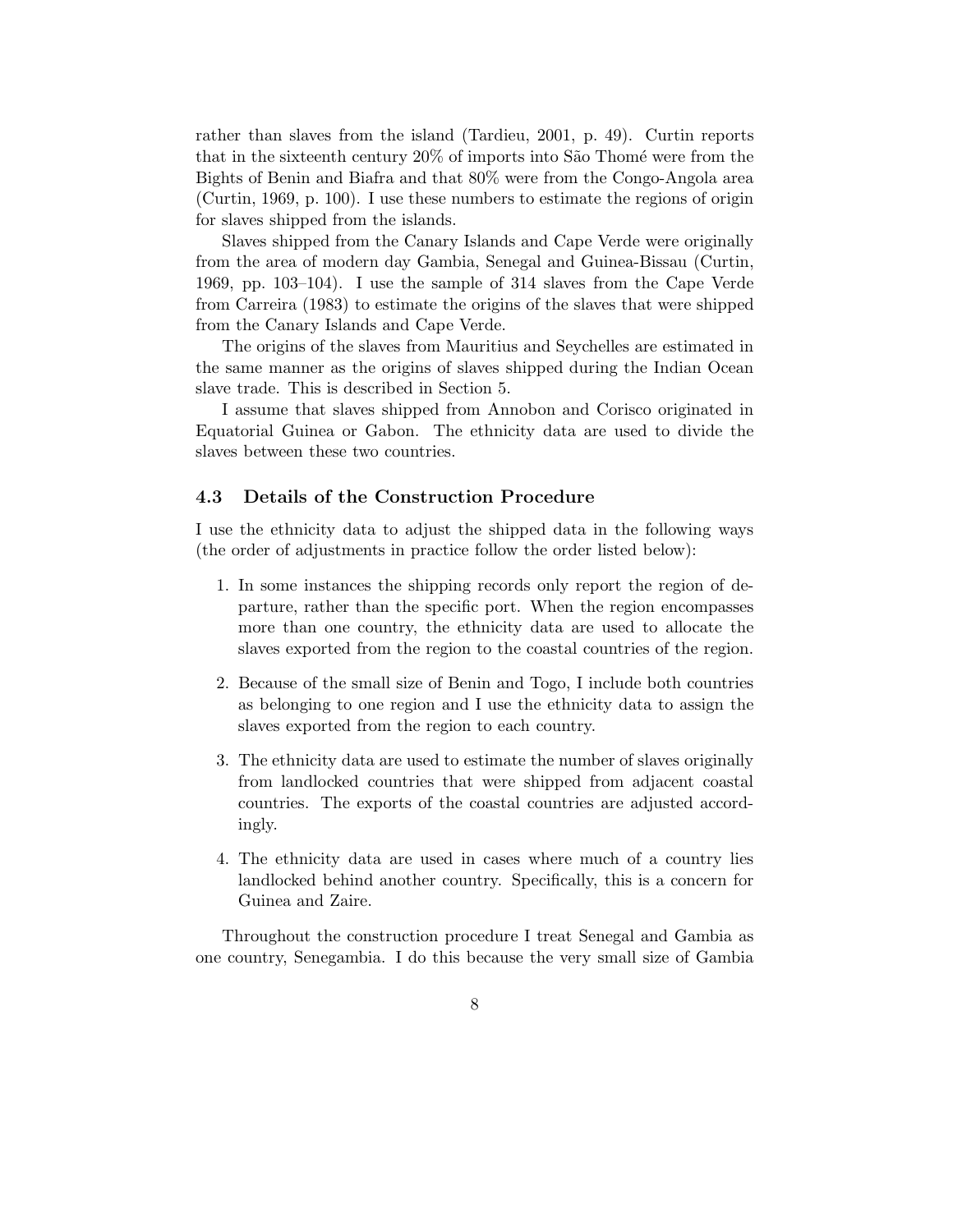rather than slaves from the island (Tardieu, 2001, p. 49). Curtin reports that in the sixteenth century 20% of imports into São Thomé were from the Bights of Benin and Biafra and that 80% were from the Congo-Angola area (Curtin, 1969, p. 100). I use these numbers to estimate the regions of origin for slaves shipped from the islands.

Slaves shipped from the Canary Islands and Cape Verde were originally from the area of modern day Gambia, Senegal and Guinea-Bissau (Curtin, 1969, pp. 103–104). I use the sample of 314 slaves from the Cape Verde from Carreira (1983) to estimate the origins of the slaves that were shipped from the Canary Islands and Cape Verde.

The origins of the slaves from Mauritius and Seychelles are estimated in the same manner as the origins of slaves shipped during the Indian Ocean slave trade. This is described in Section 5.

I assume that slaves shipped from Annobon and Corisco originated in Equatorial Guinea or Gabon. The ethnicity data are used to divide the slaves between these two countries.

### 4.3 Details of the Construction Procedure

I use the ethnicity data to adjust the shipped data in the following ways (the order of adjustments in practice follow the order listed below):

1. In some instances the shipping records only report the region of departure, rather than the specific port. When the region encompasses more than one country, the ethnicity data are used to allocate the slaves exported from the region to the coastal countries of the region.
2. Because of the small size of Benin and Togo, I include both countries as belonging to one region and I use the ethnicity data to assign the slaves exported from the region to each country.
3. The ethnicity data are used to estimate the number of slaves originally from landlocked countries that were shipped from adjacent coastal countries. The exports of the coastal countries are adjusted accordingly.
4. The ethnicity data are used in cases where much of a country lies landlocked behind another country. Specifically, this is a concern for Guinea and Zaire.

Throughout the construction procedure I treat Senegal and Gambia as one country, Senegambia. I do this because the very small size of Gambia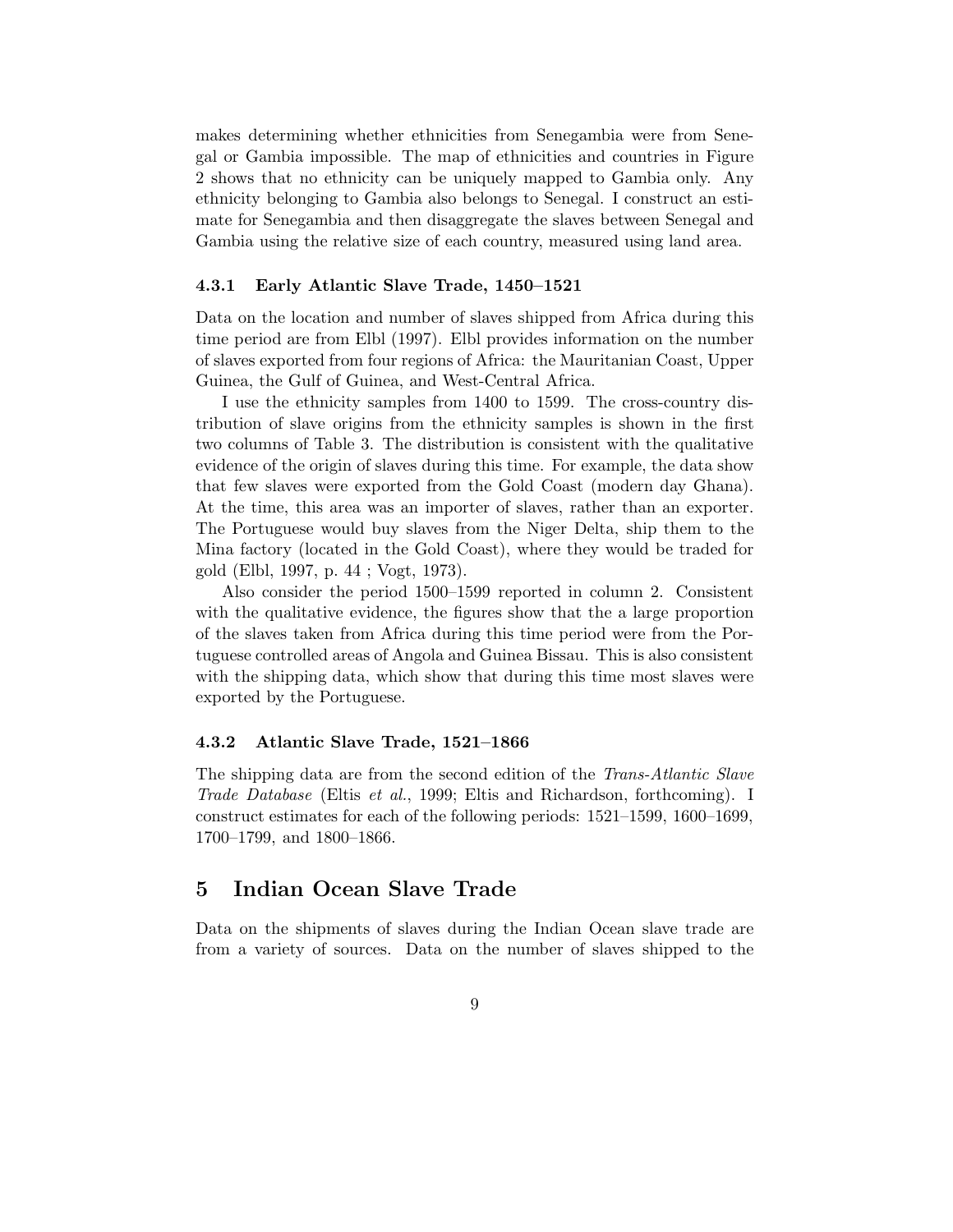makes determining whether ethnicities from Senegambia were from Senegal or Gambia impossible. The map of ethnicities and countries in Figure 2 shows that no ethnicity can be uniquely mapped to Gambia only. Any ethnicity belonging to Gambia also belongs to Senegal. I construct an estimate for Senegambia and then disaggregate the slaves between Senegal and Gambia using the relative size of each country, measured using land area.

### 4.3.1 Early Atlantic Slave Trade, 1450–1521

Data on the location and number of slaves shipped from Africa during this time period are from Elbl (1997). Elbl provides information on the number of slaves exported from four regions of Africa: the Mauritanian Coast, Upper Guinea, the Gulf of Guinea, and West-Central Africa.

I use the ethnicity samples from 1400 to 1599. The cross-country distribution of slave origins from the ethnicity samples is shown in the first two columns of Table 3. The distribution is consistent with the qualitative evidence of the origin of slaves during this time. For example, the data show that few slaves were exported from the Gold Coast (modern day Ghana). At the time, this area was an importer of slaves, rather than an exporter. The Portuguese would buy slaves from the Niger Delta, ship them to the Mina factory (located in the Gold Coast), where they would be traded for gold (Elbl, 1997, p. 44 ; Vogt, 1973).

Also consider the period 1500–1599 reported in column 2. Consistent with the qualitative evidence, the figures show that the a large proportion of the slaves taken from Africa during this time period were from the Portuguese controlled areas of Angola and Guinea Bissau. This is also consistent with the shipping data, which show that during this time most slaves were exported by the Portuguese.

### 4.3.2 Atlantic Slave Trade, 1521–1866

The shipping data are from the second edition of the *Trans-Atlantic Slave Trade Database* (Eltis *et al.*, 1999; Eltis and Richardson, forthcoming). I construct estimates for each of the following periods: 1521–1599, 1600–1699, 1700–1799, and 1800–1866.

## 5 Indian Ocean Slave Trade

Data on the shipments of slaves during the Indian Ocean slave trade are from a variety of sources. Data on the number of slaves shipped to the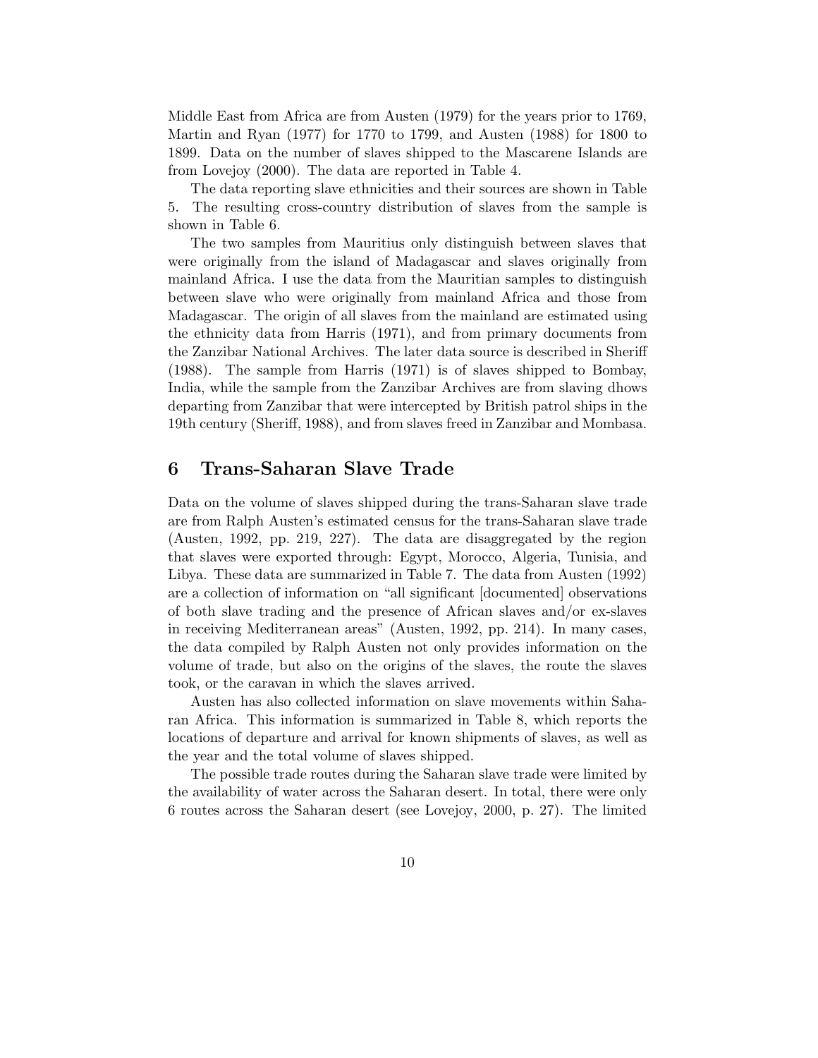Middle East from Africa are from Austen (1979) for the years prior to 1769, Martin and Ryan (1977) for 1770 to 1799, and Austen (1988) for 1800 to 1899. Data on the number of slaves shipped to the Mascarene Islands are from Lovejoy (2000). The data are reported in Table 4.

The data reporting slave ethnicities and their sources are shown in Table 5. The resulting cross-country distribution of slaves from the sample is shown in Table 6.

The two samples from Mauritius only distinguish between slaves that were originally from the island of Madagascar and slaves originally from mainland Africa. I use the data from the Mauritian samples to distinguish between slave who were originally from mainland Africa and those from Madagascar. The origin of all slaves from the mainland are estimated using the ethnicity data from Harris (1971), and from primary documents from the Zanzibar National Archives. The later data source is described in Sheriff (1988). The sample from Harris (1971) is of slaves shipped to Bombay, India, while the sample from the Zanzibar Archives are from slaving dhows departing from Zanzibar that were intercepted by British patrol ships in the 19th century (Sheriff, 1988), and from slaves freed in Zanzibar and Mombasa.

## 6 Trans-Saharan Slave Trade

Data on the volume of slaves shipped during the trans-Saharan slave trade are from Ralph Austen's estimated census for the trans-Saharan slave trade (Austen, 1992, pp. 219, 227). The data are disaggregated by the region that slaves were exported through: Egypt, Morocco, Algeria, Tunisia, and Libya. These data are summarized in Table 7. The data from Austen (1992) are a collection of information on "all significant [documented] observations of both slave trading and the presence of African slaves and/or ex-slaves in receiving Mediterranean areas" (Austen, 1992, pp. 214). In many cases, the data compiled by Ralph Austen not only provides information on the volume of trade, but also on the origins of the slaves, the route the slaves took, or the caravan in which the slaves arrived.

Austen has also collected information on slave movements within Saharan Africa. This information is summarized in Table 8, which reports the locations of departure and arrival for known shipments of slaves, as well as the year and the total volume of slaves shipped.

The possible trade routes during the Saharan slave trade were limited by the availability of water across the Saharan desert. In total, there were only 6 routes across the Saharan desert (see Lovejoy, 2000, p. 27). The limited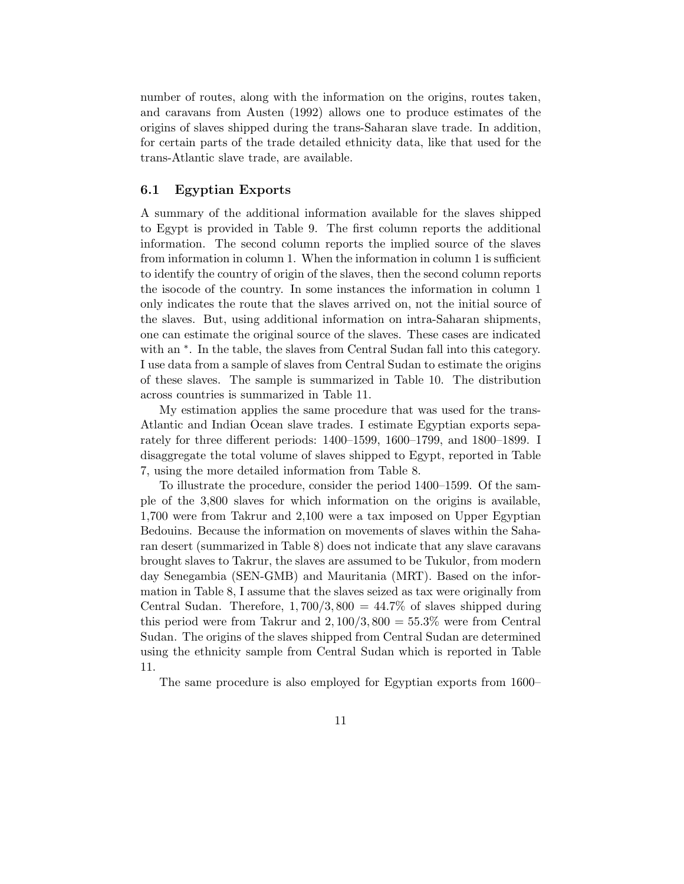number of routes, along with the information on the origins, routes taken, and caravans from Austen (1992) allows one to produce estimates of the origins of slaves shipped during the trans-Saharan slave trade. In addition, for certain parts of the trade detailed ethnicity data, like that used for the trans-Atlantic slave trade, are available.

### 6.1 Egyptian Exports

A summary of the additional information available for the slaves shipped to Egypt is provided in Table 9. The first column reports the additional information. The second column reports the implied source of the slaves from information in column 1. When the information in column 1 is sufficient to identify the country of origin of the slaves, then the second column reports the isocode of the country. In some instances the information in column 1 only indicates the route that the slaves arrived on, not the initial source of the slaves. But, using additional information on intra-Saharan shipments, one can estimate the original source of the slaves. These cases are indicated with an *. In the table, the slaves from Central Sudan fall into this category. I use data from a sample of slaves from Central Sudan to estimate the origins of these slaves. The sample is summarized in Table 10. The distribution across countries is summarized in Table 11.

My estimation applies the same procedure that was used for the trans-Atlantic and Indian Ocean slave trades. I estimate Egyptian exports separately for three different periods: 1400–1599, 1600–1799, and 1800–1899. I disaggregate the total volume of slaves shipped to Egypt, reported in Table 7, using the more detailed information from Table 8.

To illustrate the procedure, consider the period 1400–1599. Of the sample of the 3,800 slaves for which information on the origins is available, 1,700 were from Takrur and 2,100 were a tax imposed on Upper Egyptian Bedouins. Because the information on movements of slaves within the Saharan desert (summarized in Table 8) does not indicate that any slave caravans brought slaves to Takrur, the slaves are assumed to be Tukulor, from modern day Senegambia (SEN-GMB) and Mauritania (MRT). Based on the information in Table 8, I assume that the slaves seized as tax were originally from Central Sudan. Therefore, $1,700/3,800 = 44.7\%$ of slaves shipped during this period were from Takrur and $2,100/3,800 = 55.3\%$ were from Central Sudan. The origins of the slaves shipped from Central Sudan are determined using the ethnicity sample from Central Sudan which is reported in Table 11.

The same procedure is also employed for Egyptian exports from 1600–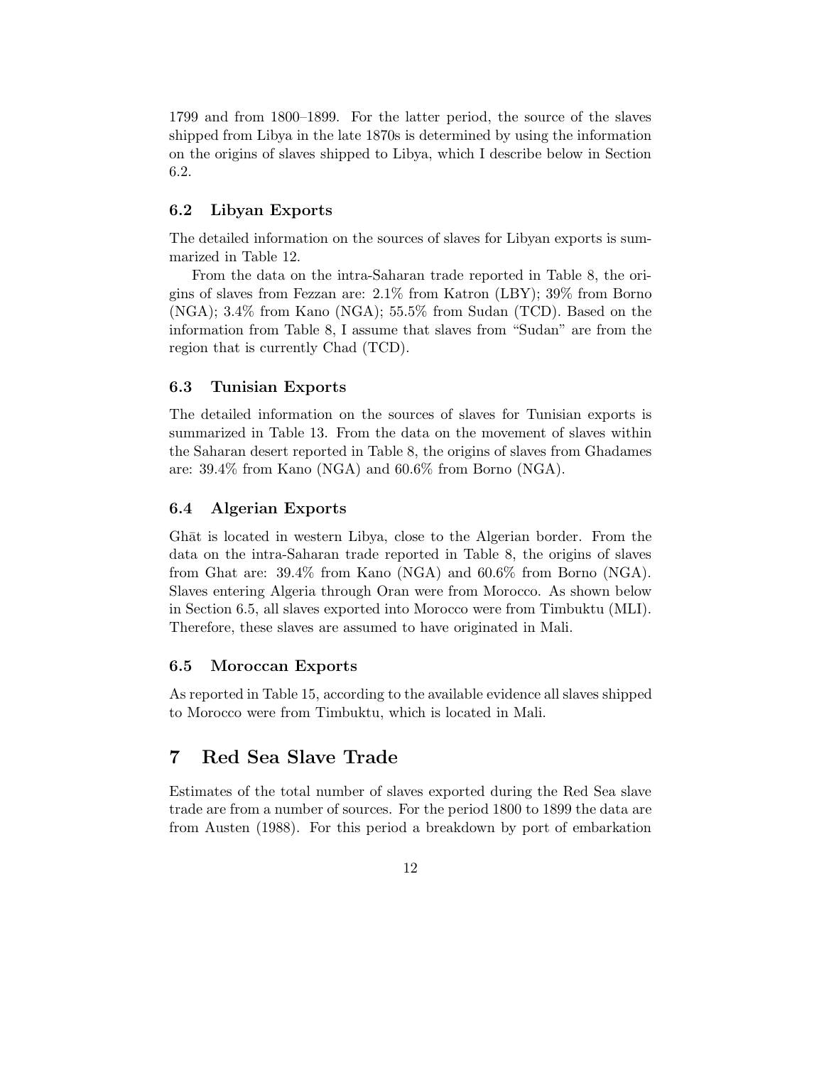1799 and from 1800–1899. For the latter period, the source of the slaves shipped from Libya in the late 1870s is determined by using the information on the origins of slaves shipped to Libya, which I describe below in Section 6.2.

### 6.2 Libyan Exports

The detailed information on the sources of slaves for Libyan exports is summarized in Table 12.

From the data on the intra-Saharan trade reported in Table 8, the origins of slaves from Fezzan are: 2.1% from Katron (LBY); 39% from Borno (NGA); 3.4% from Kano (NGA); 55.5% from Sudan (TCD). Based on the information from Table 8, I assume that slaves from "Sudan" are from the region that is currently Chad (TCD).

### 6.3 Tunisian Exports

The detailed information on the sources of slaves for Tunisian exports is summarized in Table 13. From the data on the movement of slaves within the Saharan desert reported in Table 8, the origins of slaves from Ghadames are: 39.4% from Kano (NGA) and 60.6% from Borno (NGA).

### 6.4 Algerian Exports

Ghāt is located in western Libya, close to the Algerian border. From the data on the intra-Saharan trade reported in Table 8, the origins of slaves from Ghat are: 39.4% from Kano (NGA) and 60.6% from Borno (NGA). Slaves entering Algeria through Oran were from Morocco. As shown below in Section 6.5, all slaves exported into Morocco were from Timbuktu (MLI). Therefore, these slaves are assumed to have originated in Mali.

### 6.5 Moroccan Exports

As reported in Table 15, according to the available evidence all slaves shipped to Morocco were from Timbuktu, which is located in Mali.

## 7 Red Sea Slave Trade

Estimates of the total number of slaves exported during the Red Sea slave trade are from a number of sources. For the period 1800 to 1899 the data are from Austen (1988). For this period a breakdown by port of embarkation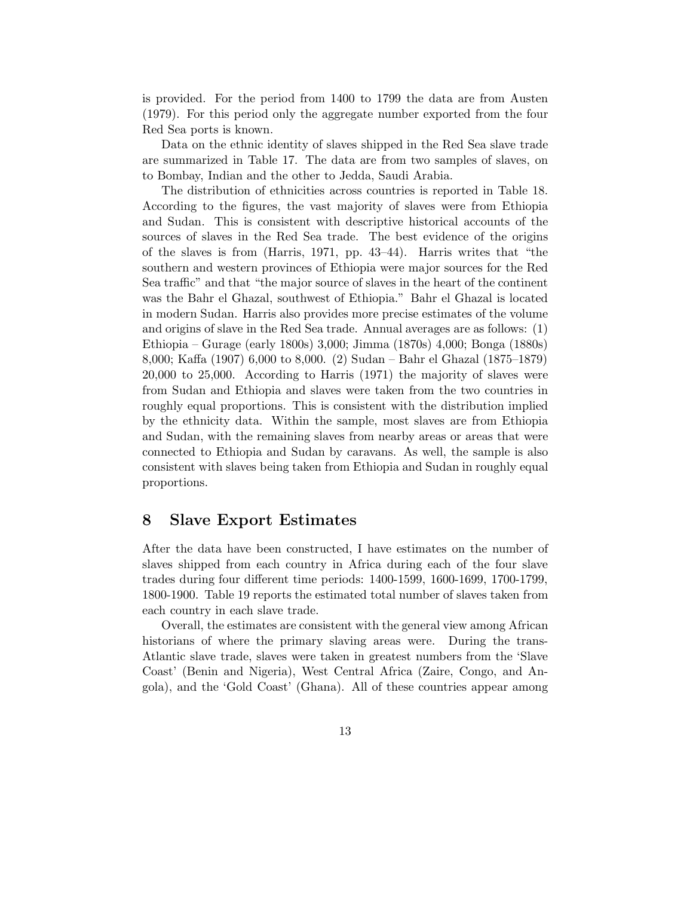is provided. For the period from 1400 to 1799 the data are from Austen (1979). For this period only the aggregate number exported from the four Red Sea ports is known.

Data on the ethnic identity of slaves shipped in the Red Sea slave trade are summarized in Table 17. The data are from two samples of slaves, on to Bombay, Indian and the other to Jedda, Saudi Arabia.

The distribution of ethnicities across countries is reported in Table 18. According to the figures, the vast majority of slaves were from Ethiopia and Sudan. This is consistent with descriptive historical accounts of the sources of slaves in the Red Sea trade. The best evidence of the origins of the slaves is from (Harris, 1971, pp. 43–44). Harris writes that "the southern and western provinces of Ethiopia were major sources for the Red Sea traffic" and that "the major source of slaves in the heart of the continent was the Bahr el Ghazal, southwest of Ethiopia." Bahr el Ghazal is located in modern Sudan. Harris also provides more precise estimates of the volume and origins of slave in the Red Sea trade. Annual averages are as follows: (1) Ethiopia – Gurage (early 1800s) 3,000; Jimma (1870s) 4,000; Bonga (1880s) 8,000; Kaffa (1907) 6,000 to 8,000. (2) Sudan – Bahr el Ghazal (1875–1879) 20,000 to 25,000. According to Harris (1971) the majority of slaves were from Sudan and Ethiopia and slaves were taken from the two countries in roughly equal proportions. This is consistent with the distribution implied by the ethnicity data. Within the sample, most slaves are from Ethiopia and Sudan, with the remaining slaves from nearby areas or areas that were connected to Ethiopia and Sudan by caravans. As well, the sample is also consistent with slaves being taken from Ethiopia and Sudan in roughly equal proportions.

## 8 Slave Export Estimates

After the data have been constructed, I have estimates on the number of slaves shipped from each country in Africa during each of the four slave trades during four different time periods: 1400-1599, 1600-1699, 1700-1799, 1800-1900. Table 19 reports the estimated total number of slaves taken from each country in each slave trade.

Overall, the estimates are consistent with the general view among African historians of where the primary slaving areas were. During the trans-Atlantic slave trade, slaves were taken in greatest numbers from the 'Slave Coast' (Benin and Nigeria), West Central Africa (Zaire, Congo, and Angola), and the 'Gold Coast' (Ghana). All of these countries appear among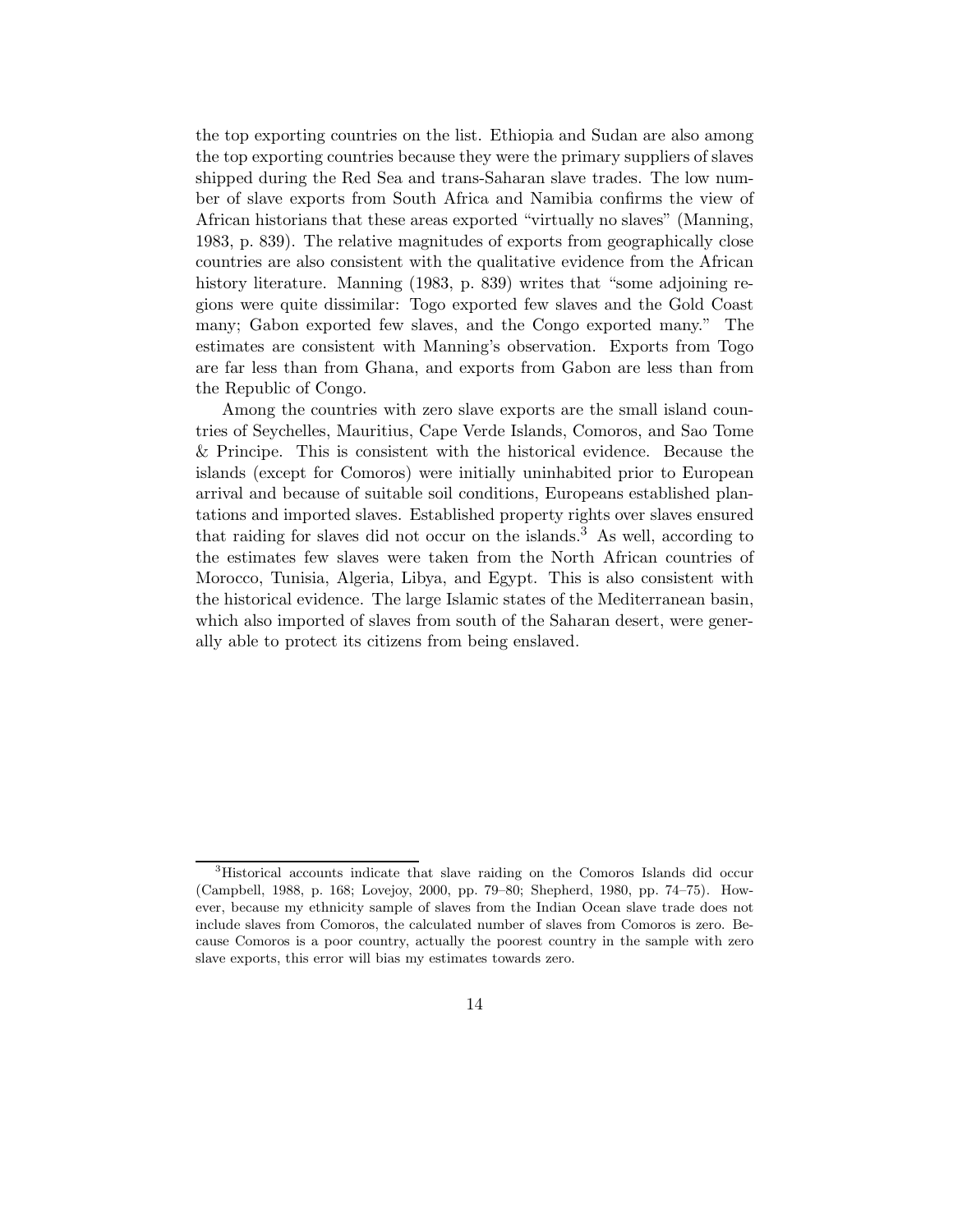the top exporting countries on the list. Ethiopia and Sudan are also among the top exporting countries because they were the primary suppliers of slaves shipped during the Red Sea and trans-Saharan slave trades. The low number of slave exports from South Africa and Namibia confirms the view of African historians that these areas exported "virtually no slaves" (Manning, 1983, p. 839). The relative magnitudes of exports from geographically close countries are also consistent with the qualitative evidence from the African history literature. Manning (1983, p. 839) writes that "some adjoining regions were quite dissimilar: Togo exported few slaves and the Gold Coast many; Gabon exported few slaves, and the Congo exported many." The estimates are consistent with Manning's observation. Exports from Togo are far less than from Ghana, and exports from Gabon are less than from the Republic of Congo.

Among the countries with zero slave exports are the small island countries of Seychelles, Mauritius, Cape Verde Islands, Comoros, and Sao Tome & Principe. This is consistent with the historical evidence. Because the islands (except for Comoros) were initially uninhabited prior to European arrival and because of suitable soil conditions, Europeans established plantations and imported slaves. Established property rights over slaves ensured that raiding for slaves did not occur on the islands.[3] As well, according to the estimates few slaves were taken from the North African countries of Morocco, Tunisia, Algeria, Libya, and Egypt. This is also consistent with the historical evidence. The large Islamic states of the Mediterranean basin, which also imported of slaves from south of the Saharan desert, were generally able to protect its citizens from being enslaved.

[3] Historical accounts indicate that slave raiding on the Comoros Islands did occur (Campbell, 1988, p. 168; Lovejoy, 2000, pp. 79–80; Shepherd, 1980, pp. 74–75). However, because my ethnicity sample of slaves from the Indian Ocean slave trade does not include slaves from Comoros, the calculated number of slaves from Comoros is zero. Because Comoros is a poor country, actually the poorest country in the sample with zero slave exports, this error will bias my estimates towards zero.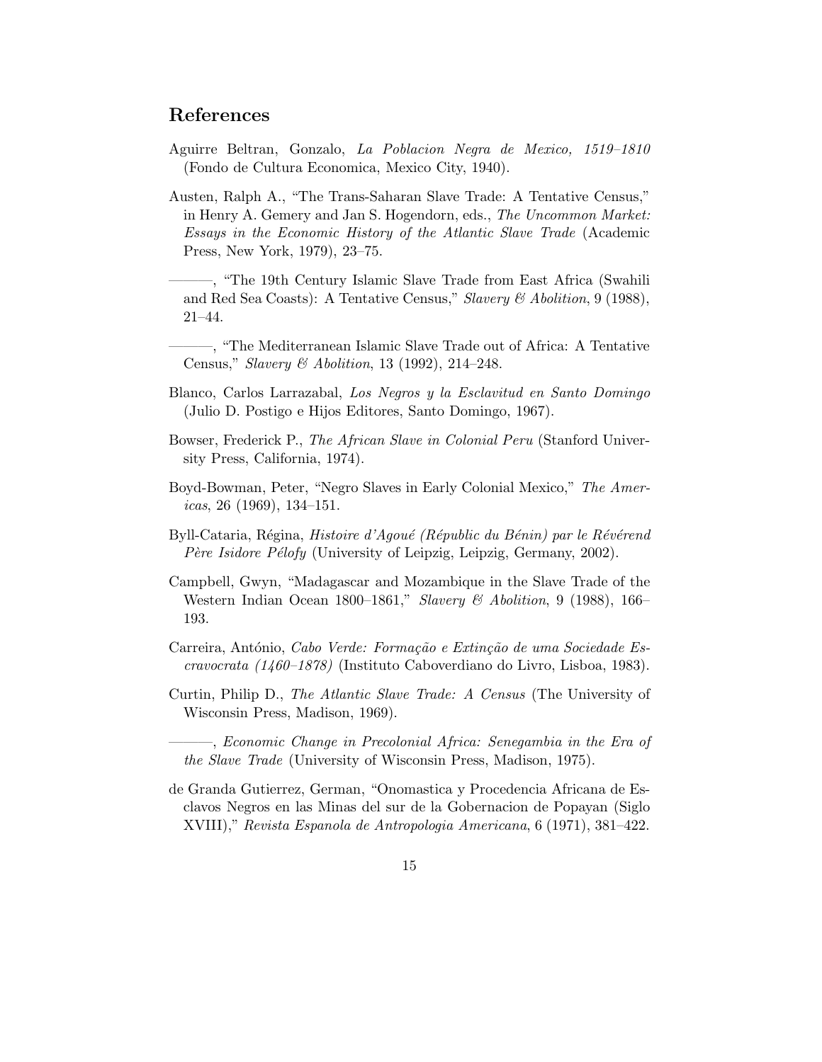## References

Aguirre Beltran, Gonzalo, *La Poblacion Negra de Mexico, 1519–1810* (Fondo de Cultura Economica, Mexico City, 1940).

Austen, Ralph A., "The Trans-Saharan Slave Trade: A Tentative Census," in Henry A. Gemery and Jan S. Hogendorn, eds., *The Uncommon Market: Essays in the Economic History of the Atlantic Slave Trade* (Academic Press, New York, 1979), 23–75.

———, "The 19th Century Islamic Slave Trade from East Africa (Swahili and Red Sea Coasts): A Tentative Census," *Slavery & Abolition*, 9 (1988), 21–44.

———, "The Mediterranean Islamic Slave Trade out of Africa: A Tentative Census," *Slavery & Abolition*, 13 (1992), 214–248.

Blanco, Carlos Larrazabal, *Los Negros y la Esclavitud en Santo Domingo* (Julio D. Postigo e Hijos Editores, Santo Domingo, 1967).

Bowser, Frederick P., *The African Slave in Colonial Peru* (Stanford University Press, California, 1974).

Boyd-Bowman, Peter, "Negro Slaves in Early Colonial Mexico," *The Americas*, 26 (1969), 134–151.

Byll-Cataria, Régina, *Histoire d'Agoué (Républic du Bénin) par le Révérend Père Isidore Pélofy* (University of Leipzig, Leipzig, Germany, 2002).

Campbell, Gwyn, "Madagascar and Mozambique in the Slave Trade of the Western Indian Ocean 1800–1861," *Slavery & Abolition*, 9 (1988), 166–193.

Carreira, António, *Cabo Verde: Formação e Extinção de uma Sociedade Escravocrata (1460–1878)* (Instituto Caboverdiano do Livro, Lisboa, 1983).

Curtin, Philip D., *The Atlantic Slave Trade: A Census* (The University of Wisconsin Press, Madison, 1969).

———, *Economic Change in Precolonial Africa: Senegambia in the Era of the Slave Trade* (University of Wisconsin Press, Madison, 1975).

de Granda Gutierrez, German, "Onomastica y Procedencia Africana de Esclavos Negros en las Minas del sur de la Gobernacion de Popayan (Siglo XVIII)," *Revista Espanola de Antropologia Americana*, 6 (1971), 381–422.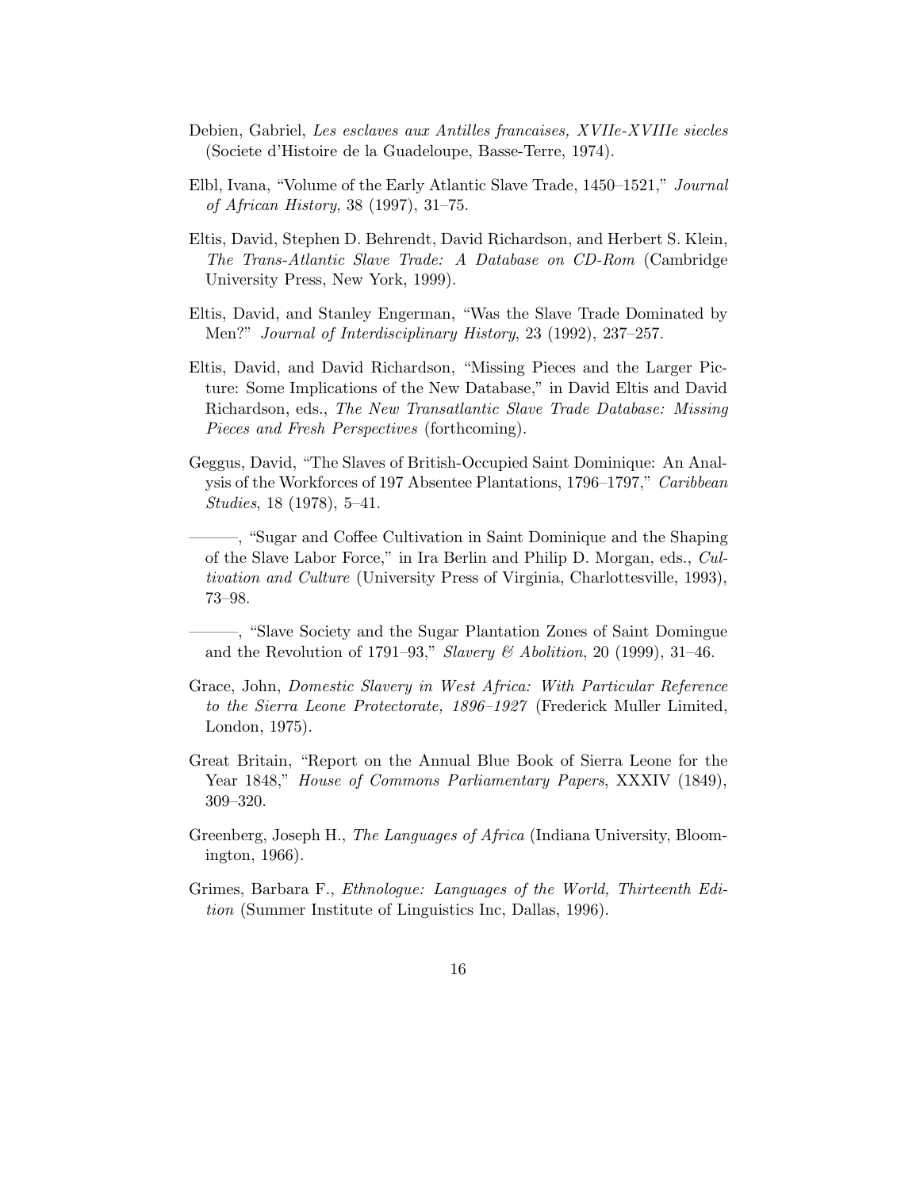Debien, Gabriel, *Les esclaves aux Antilles francaises, XVIIe-XVIIIe siecles* (Societe d'Histoire de la Guadeloupe, Basse-Terre, 1974).

Elbl, Ivana, "Volume of the Early Atlantic Slave Trade, 1450–1521," *Journal of African History*, 38 (1997), 31–75.

Eltis, David, Stephen D. Behrendt, David Richardson, and Herbert S. Klein, *The Trans-Atlantic Slave Trade: A Database on CD-Rom* (Cambridge University Press, New York, 1999).

Eltis, David, and Stanley Engerman, "Was the Slave Trade Dominated by Men?" *Journal of Interdisciplinary History*, 23 (1992), 237–257.

Eltis, David, and David Richardson, "Missing Pieces and the Larger Picture: Some Implications of the New Database," in David Eltis and David Richardson, eds., *The New Transatlantic Slave Trade Database: Missing Pieces and Fresh Perspectives* (forthcoming).

Geggus, David, "The Slaves of British-Occupied Saint Dominique: An Analysis of the Workforces of 197 Absentee Plantations, 1796–1797," *Caribbean Studies*, 18 (1978), 5–41.

———, "Sugar and Coffee Cultivation in Saint Dominique and the Shaping of the Slave Labor Force," in Ira Berlin and Philip D. Morgan, eds., *Cultivation and Culture* (University Press of Virginia, Charlottesville, 1993), 73–98.

———, "Slave Society and the Sugar Plantation Zones of Saint Domingue and the Revolution of 1791–93," *Slavery & Abolition*, 20 (1999), 31–46.

Grace, John, *Domestic Slavery in West Africa: With Particular Reference to the Sierra Leone Protectorate, 1896–1927* (Frederick Muller Limited, London, 1975).

Great Britain, "Report on the Annual Blue Book of Sierra Leone for the Year 1848," *House of Commons Parliamentary Papers*, XXXIV (1849), 309–320.

Greenberg, Joseph H., *The Languages of Africa* (Indiana University, Bloomington, 1966).

Grimes, Barbara F., *Ethnologue: Languages of the World, Thirteenth Edition* (Summer Institute of Linguistics Inc, Dallas, 1996).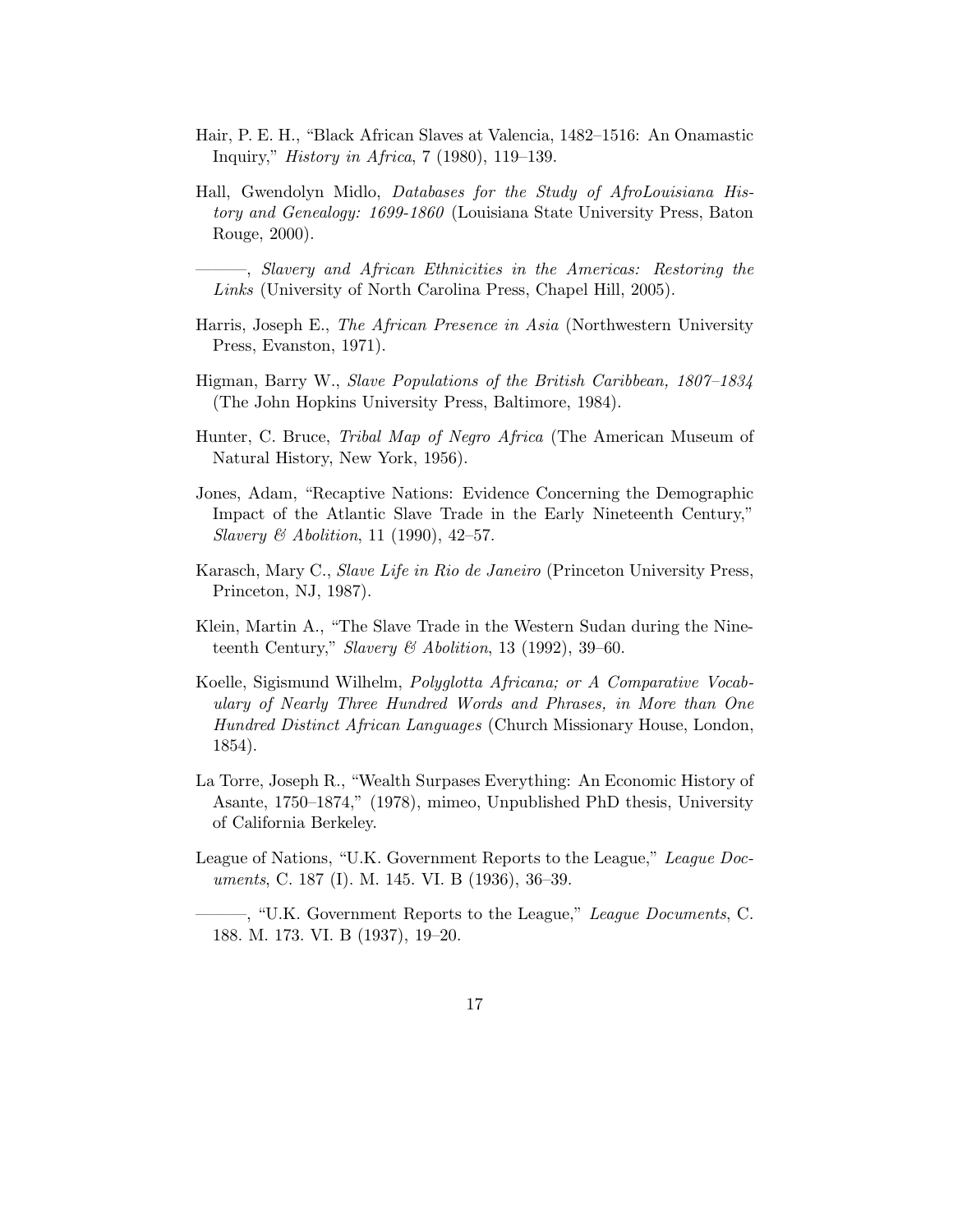Hair, P. E. H., "Black African Slaves at Valencia, 1482–1516: An Onamastic Inquiry," *History in Africa*, 7 (1980), 119–139.

Hall, Gwendolyn Midlo, *Databases for the Study of AfroLouisiana History and Genealogy: 1699-1860* (Louisiana State University Press, Baton Rouge, 2000).

———, *Slavery and African Ethnicities in the Americas: Restoring the Links* (University of North Carolina Press, Chapel Hill, 2005).

Harris, Joseph E., *The African Presence in Asia* (Northwestern University Press, Evanston, 1971).

Higman, Barry W., *Slave Populations of the British Caribbean, 1807–1834* (The John Hopkins University Press, Baltimore, 1984).

Hunter, C. Bruce, *Tribal Map of Negro Africa* (The American Museum of Natural History, New York, 1956).

Jones, Adam, "Recaptive Nations: Evidence Concerning the Demographic Impact of the Atlantic Slave Trade in the Early Nineteenth Century," *Slavery & Abolition*, 11 (1990), 42–57.

Karasch, Mary C., *Slave Life in Rio de Janeiro* (Princeton University Press, Princeton, NJ, 1987).

Klein, Martin A., "The Slave Trade in the Western Sudan during the Nineteenth Century," *Slavery & Abolition*, 13 (1992), 39–60.

Koelle, Sigismund Wilhelm, *Polyglotta Africana; or A Comparative Vocabulary of Nearly Three Hundred Words and Phrases, in More than One Hundred Distinct African Languages* (Church Missionary House, London, 1854).

La Torre, Joseph R., "Wealth Surpases Everything: An Economic History of Asante, 1750–1874," (1978), mimeo, Unpublished PhD thesis, University of California Berkeley.

League of Nations, "U.K. Government Reports to the League," *League Documents*, C. 187 (I). M. 145. VI. B (1936), 36–39.

———, "U.K. Government Reports to the League," *League Documents*, C. 188. M. 173. VI. B (1937), 19–20.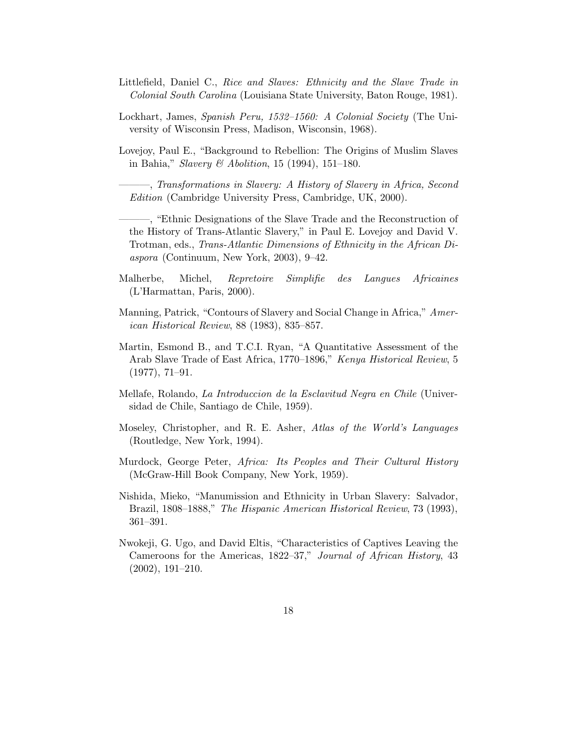Littlefield, Daniel C., *Rice and Slaves: Ethnicity and the Slave Trade in Colonial South Carolina* (Louisiana State University, Baton Rouge, 1981).

Lockhart, James, *Spanish Peru, 1532–1560: A Colonial Society* (The University of Wisconsin Press, Madison, Wisconsin, 1968).

Lovejoy, Paul E., "Background to Rebellion: The Origins of Muslim Slaves in Bahia," *Slavery & Abolition*, 15 (1994), 151–180.

———, *Transformations in Slavery: A History of Slavery in Africa, Second Edition* (Cambridge University Press, Cambridge, UK, 2000).

———, "Ethnic Designations of the Slave Trade and the Reconstruction of the History of Trans-Atlantic Slavery," in Paul E. Lovejoy and David V. Trotman, eds., *Trans-Atlantic Dimensions of Ethnicity in the African Diaspora* (Continuum, New York, 2003), 9–42.

Malherbe, Michel, *Repretoire Simplifie des Langues Africaines* (L'Harmattan, Paris, 2000).

Manning, Patrick, "Contours of Slavery and Social Change in Africa," *American Historical Review*, 88 (1983), 835–857.

Martin, Esmond B., and T.C.I. Ryan, "A Quantitative Assessment of the Arab Slave Trade of East Africa, 1770–1896," *Kenya Historical Review*, 5 (1977), 71–91.

Mellafe, Rolando, *La Introduccion de la Esclavitud Negra en Chile* (Universidad de Chile, Santiago de Chile, 1959).

Moseley, Christopher, and R. E. Asher, *Atlas of the World's Languages* (Routledge, New York, 1994).

Murdock, George Peter, *Africa: Its Peoples and Their Cultural History* (McGraw-Hill Book Company, New York, 1959).

Nishida, Mieko, "Manumission and Ethnicity in Urban Slavery: Salvador, Brazil, 1808–1888," *The Hispanic American Historical Review*, 73 (1993), 361–391.

Nwokeji, G. Ugo, and David Eltis, "Characteristics of Captives Leaving the Cameroons for the Americas, 1822–37," *Journal of African History*, 43 (2002), 191–210.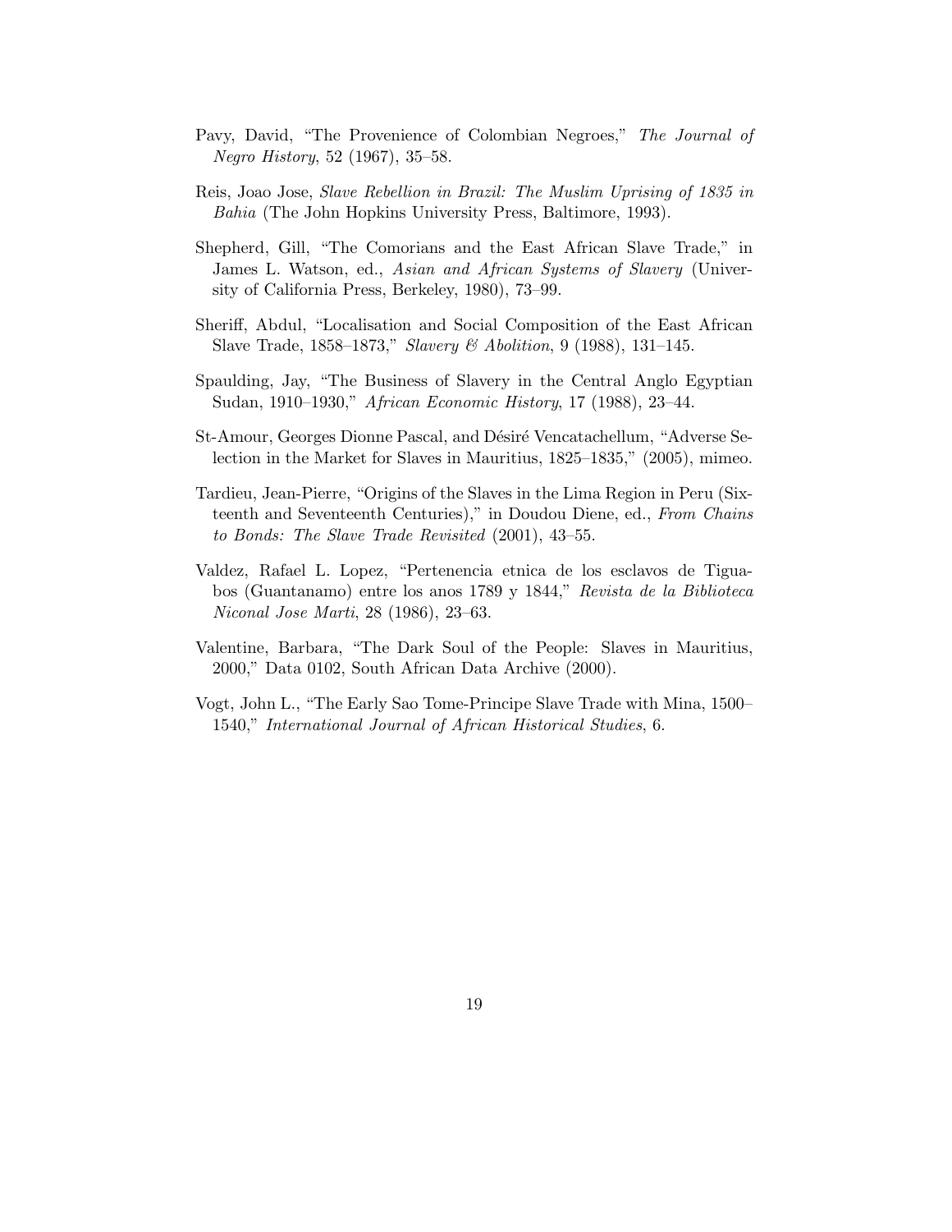Pavy, David, "The Provenience of Colombian Negroes," *The Journal of Negro History*, 52 (1967), 35–58.

Reis, Joao Jose, *Slave Rebellion in Brazil: The Muslim Uprising of 1835 in Bahia* (The John Hopkins University Press, Baltimore, 1993).

Shepherd, Gill, "The Comorians and the East African Slave Trade," in James L. Watson, ed., *Asian and African Systems of Slavery* (University of California Press, Berkeley, 1980), 73–99.

Sheriff, Abdul, "Localisation and Social Composition of the East African Slave Trade, 1858–1873," *Slavery & Abolition*, 9 (1988), 131–145.

Spaulding, Jay, "The Business of Slavery in the Central Anglo Egyptian Sudan, 1910–1930," *African Economic History*, 17 (1988), 23–44.

St-Amour, Georges Dionne Pascal, and Désiré Vencatachellum, "Adverse Selection in the Market for Slaves in Mauritius, 1825–1835," (2005), mimeo.

Tardieu, Jean-Pierre, "Origins of the Slaves in the Lima Region in Peru (Sixteenth and Seventeenth Centuries)," in Doudou Diene, ed., *From Chains to Bonds: The Slave Trade Revisited* (2001), 43–55.

Valdez, Rafael L. Lopez, "Pertenencia etnica de los esclavos de Tiguabos (Guantanamo) entre los anos 1789 y 1844," *Revista de la Biblioteca Niconal Jose Marti*, 28 (1986), 23–63.

Valentine, Barbara, "The Dark Soul of the People: Slaves in Mauritius, 2000," Data 0102, South African Data Archive (2000).

Vogt, John L., "The Early Sao Tome-Principe Slave Trade with Mina, 1500–1540," *International Journal of African Historical Studies*, 6.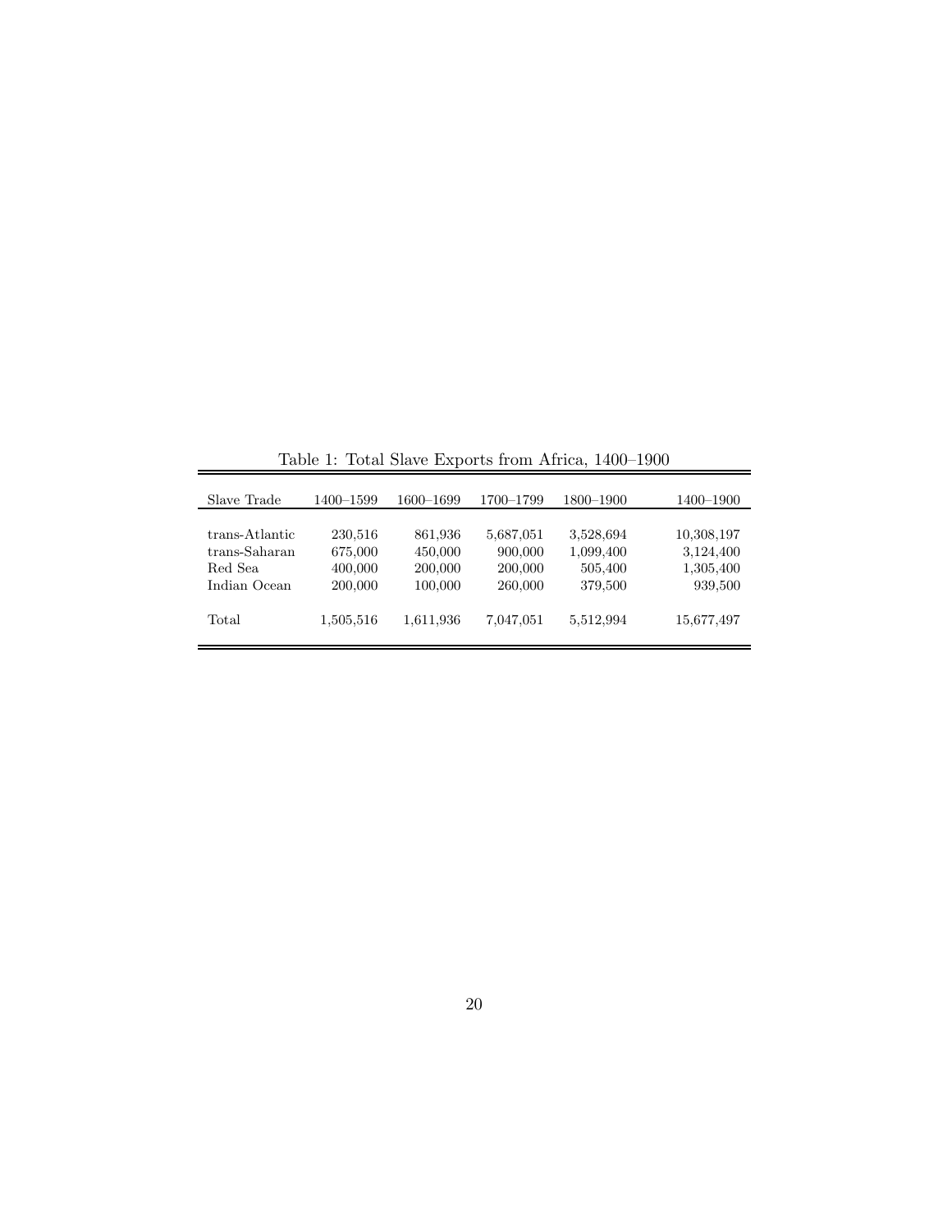Table 1: Total Slave Exports from Africa, 1400–1900

| Slave Trade | 1400–1599 | 1600–1699 | 1700–1799 | 1800–1900 | 1400–1900 |
|---|---|---|---|---|---|
| trans-Atlantic | 230,516 | 861,936 | 5,687,051 | 3,528,694 | 10,308,197 |
| trans-Saharan | 675,000 | 450,000 | 900,000 | 1,099,400 | 3,124,400 |
| Red Sea | 400,000 | 200,000 | 200,000 | 505,400 | 1,305,400 |
| Indian Ocean | 200,000 | 100,000 | 260,000 | 379,500 | 939,500 |
| Total | 1,505,516 | 1,611,936 | 7,047,051 | 5,512,994 | 15,677,497 |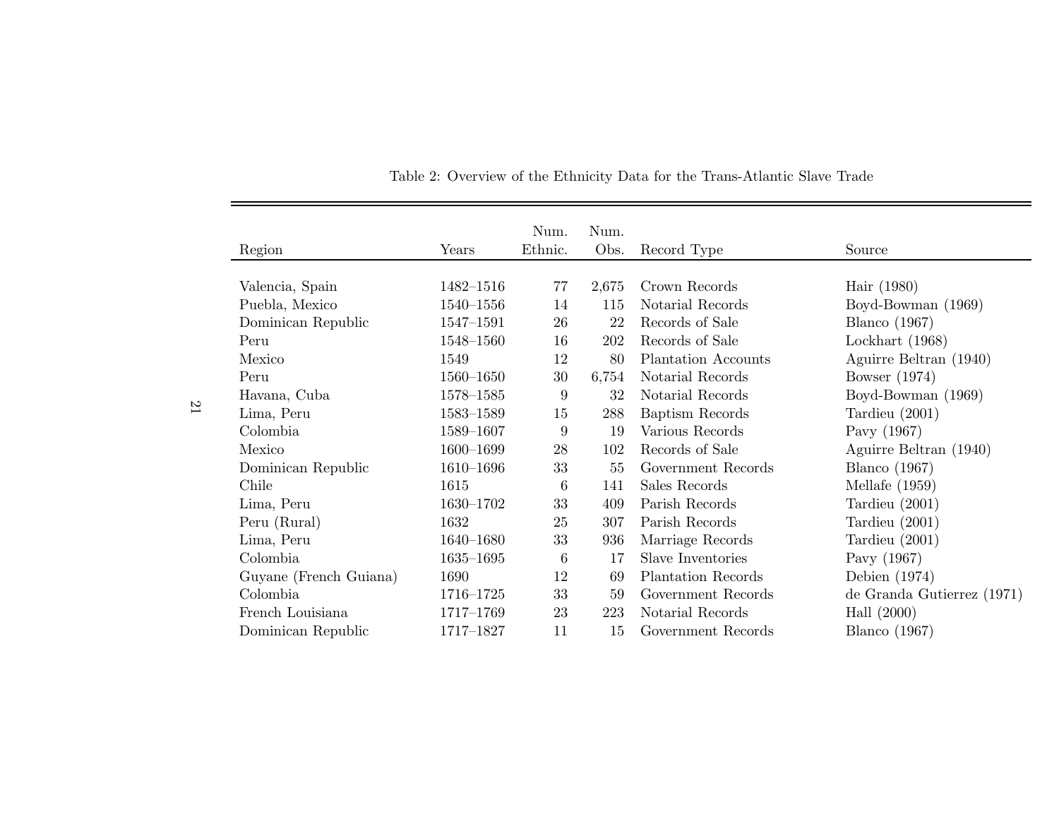Table 2: Overview of the Ethnicity Data for the Trans-Atlantic Slave Trade

| Region | Years | Num. Ethnic. | Num. Obs. | Record Type | Source |
|---|---|---|---|---|---|
| Valencia, Spain | 1482–1516 | 77 | 2,675 | Crown Records | Hair (1980) |
| Puebla, Mexico | 1540–1556 | 14 | 115 | Notarial Records | Boyd-Bowman (1969) |
| Dominican Republic | 1547–1591 | 26 | 22 | Records of Sale | Blanco (1967) |
| Peru | 1548–1560 | 16 | 202 | Records of Sale | Lockhart (1968) |
| Mexico | 1549 | 12 | 80 | Plantation Accounts | Aguirre Beltran (1940) |
| Peru | 1560–1650 | 30 | 6,754 | Notarial Records | Bowser (1974) |
| Havana, Cuba | 1578–1585 | 9 | 32 | Notarial Records | Boyd-Bowman (1969) |
| Lima, Peru | 1583–1589 | 15 | 288 | Baptism Records | Tardieu (2001) |
| Colombia | 1589–1607 | 9 | 19 | Various Records | Pavy (1967) |
| Mexico | 1600–1699 | 28 | 102 | Records of Sale | Aguirre Beltran (1940) |
| Dominican Republic | 1610–1696 | 33 | 55 | Government Records | Blanco (1967) |
| Chile | 1615 | 6 | 141 | Sales Records | Mellafe (1959) |
| Lima, Peru | 1630–1702 | 33 | 409 | Parish Records | Tardieu (2001) |
| Peru (Rural) | 1632 | 25 | 307 | Parish Records | Tardieu (2001) |
| Lima, Peru | 1640–1680 | 33 | 936 | Marriage Records | Tardieu (2001) |
| Colombia | 1635–1695 | 6 | 17 | Slave Inventories | Pavy (1967) |
| Guyane (French Guiana) | 1690 | 12 | 69 | Plantation Records | Debien (1974) |
| Colombia | 1716–1725 | 33 | 59 | Government Records | de Granda Gutierrez (1971) |
| French Louisiana | 1717–1769 | 23 | 223 | Notarial Records | Hall (2000) |
| Dominican Republic | 1717–1827 | 11 | 15 | Government Records | Blanco (1967) |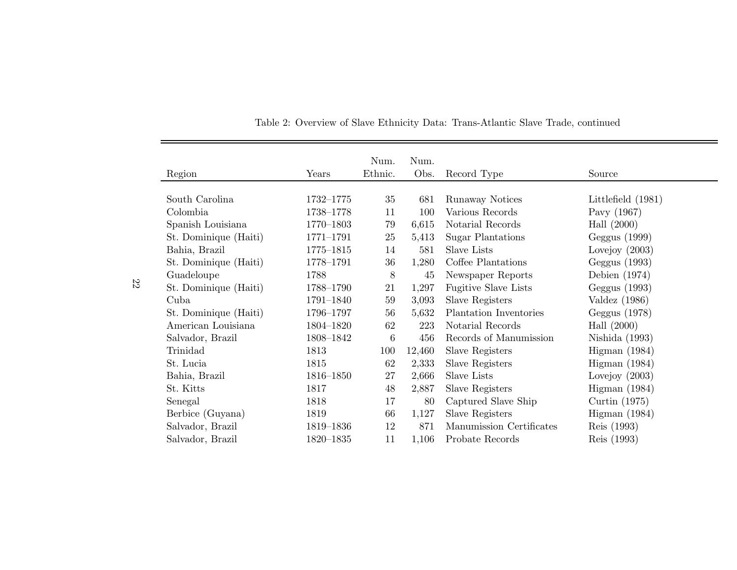Table 2: Overview of Slave Ethnicity Data: Trans-Atlantic Slave Trade, continued

| Region | Years | Num. Ethnic. | Num. Obs. | Record Type | Source |
|---|---|---|---|---|---|
| South Carolina | 1732–1775 | 35 | 681 | Runaway Notices | Littlefield (1981) |
| Colombia | 1738–1778 | 11 | 100 | Various Records | Pavy (1967) |
| Spanish Louisiana | 1770–1803 | 79 | 6,615 | Notarial Records | Hall (2000) |
| St. Dominique (Haiti) | 1771–1791 | 25 | 5,413 | Sugar Plantations | Geggus (1999) |
| Bahia, Brazil | 1775–1815 | 14 | 581 | Slave Lists | Lovejoy (2003) |
| St. Dominique (Haiti) | 1778–1791 | 36 | 1,280 | Coffee Plantations | Geggus (1993) |
| Guadeloupe | 1788 | 8 | 45 | Newspaper Reports | Debien (1974) |
| St. Dominique (Haiti) | 1788–1790 | 21 | 1,297 | Fugitive Slave Lists | Geggus (1993) |
| Cuba | 1791–1840 | 59 | 3,093 | Slave Registers | Valdez (1986) |
| St. Dominique (Haiti) | 1796–1797 | 56 | 5,632 | Plantation Inventories | Geggus (1978) |
| American Louisiana | 1804–1820 | 62 | 223 | Notarial Records | Hall (2000) |
| Salvador, Brazil | 1808–1842 | 6 | 456 | Records of Manumission | Nishida (1993) |
| Trinidad | 1813 | 100 | 12,460 | Slave Registers | Higman (1984) |
| St. Lucia | 1815 | 62 | 2,333 | Slave Registers | Higman (1984) |
| Bahia, Brazil | 1816–1850 | 27 | 2,666 | Slave Lists | Lovejoy (2003) |
| St. Kitts | 1817 | 48 | 2,887 | Slave Registers | Higman (1984) |
| Senegal | 1818 | 17 | 80 | Captured Slave Ship | Curtin (1975) |
| Berbice (Guyana) | 1819 | 66 | 1,127 | Slave Registers | Higman (1984) |
| Salvador, Brazil | 1819–1836 | 12 | 871 | Manumission Certificates | Reis (1993) |
| Salvador, Brazil | 1820–1835 | 11 | 1,106 | Probate Records | Reis (1993) |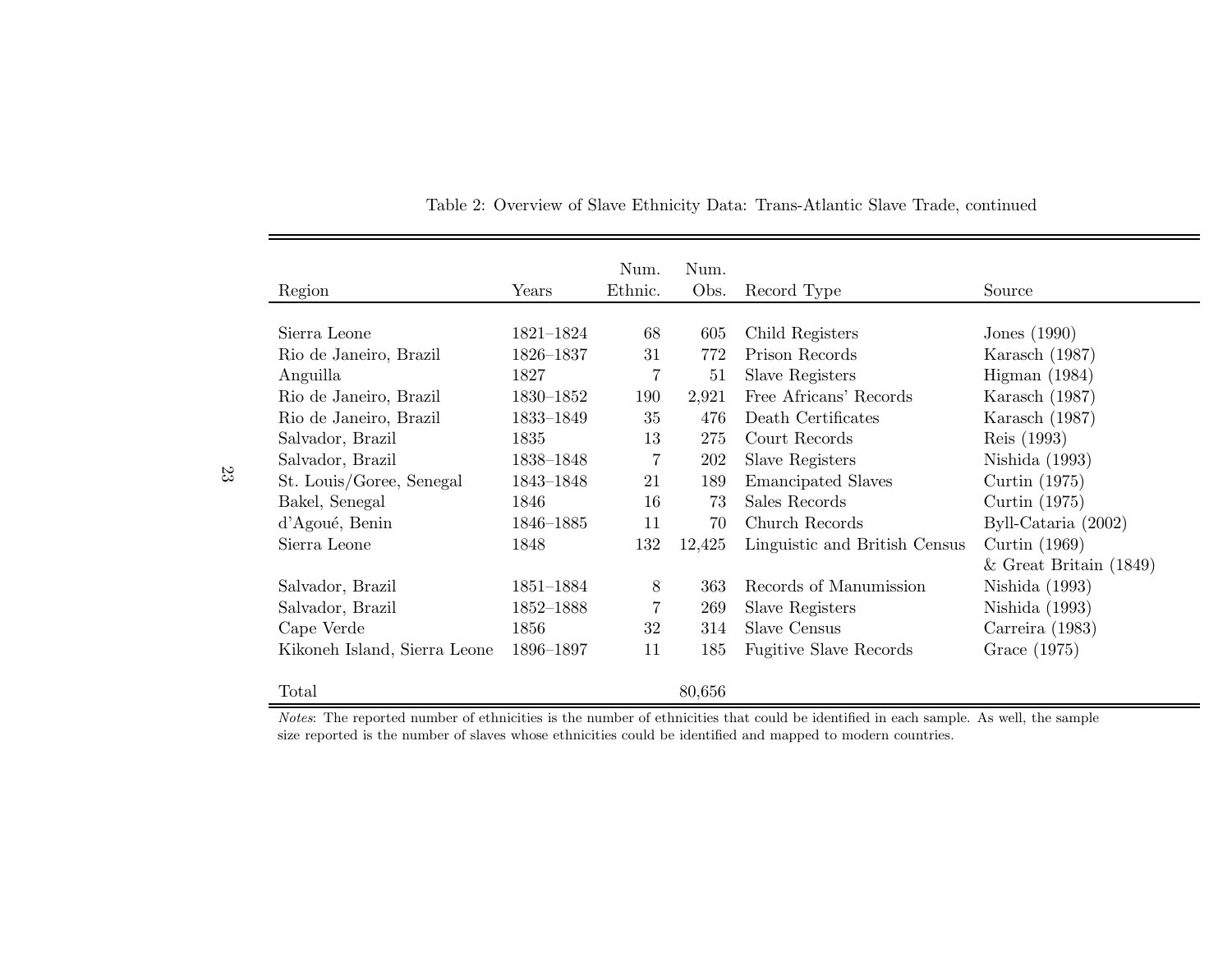Table 2: Overview of Slave Ethnicity Data: Trans-Atlantic Slave Trade, continued

| Region | Years | Num. Ethnic. | Num. Obs. | Record Type | Source |
|---|---|---|---|---|---|
| Sierra Leone | 1821–1824 | 68 | 605 | Child Registers | Jones (1990) |
| Rio de Janeiro, Brazil | 1826–1837 | 31 | 772 | Prison Records | Karasch (1987) |
| Anguilla | 1827 | 7 | 51 | Slave Registers | Higman (1984) |
| Rio de Janeiro, Brazil | 1830–1852 | 190 | 2,921 | Free Africans' Records | Karasch (1987) |
| Rio de Janeiro, Brazil | 1833–1849 | 35 | 476 | Death Certificates | Karasch (1987) |
| Salvador, Brazil | 1835 | 13 | 275 | Court Records | Reis (1993) |
| Salvador, Brazil | 1838–1848 | 7 | 202 | Slave Registers | Nishida (1993) |
| St. Louis/Goree, Senegal | 1843–1848 | 21 | 189 | Emancipated Slaves | Curtin (1975) |
| Bakel, Senegal | 1846 | 16 | 73 | Sales Records | Curtin (1975) |
| d'Agoué, Benin | 1846–1885 | 11 | 70 | Church Records | Byll-Cataria (2002) |
| Sierra Leone | 1848 | 132 | 12,425 | Linguistic and British Census | Curtin (1969) & Great Britain (1849) |
| Salvador, Brazil | 1851–1884 | 8 | 363 | Records of Manumission | Nishida (1993) |
| Salvador, Brazil | 1852–1888 | 7 | 269 | Slave Registers | Nishida (1993) |
| Cape Verde | 1856 | 32 | 314 | Slave Census | Carreira (1983) |
| Kikoneh Island, Sierra Leone | 1896–1897 | 11 | 185 | Fugitive Slave Records | Grace (1975) |
| Total | | | 80,656 | | |

*Notes*: The reported number of ethnicities is the number of ethnicities that could be identified in each sample. As well, the sample size reported is the number of slaves whose ethnicities could be identified and mapped to modern countries.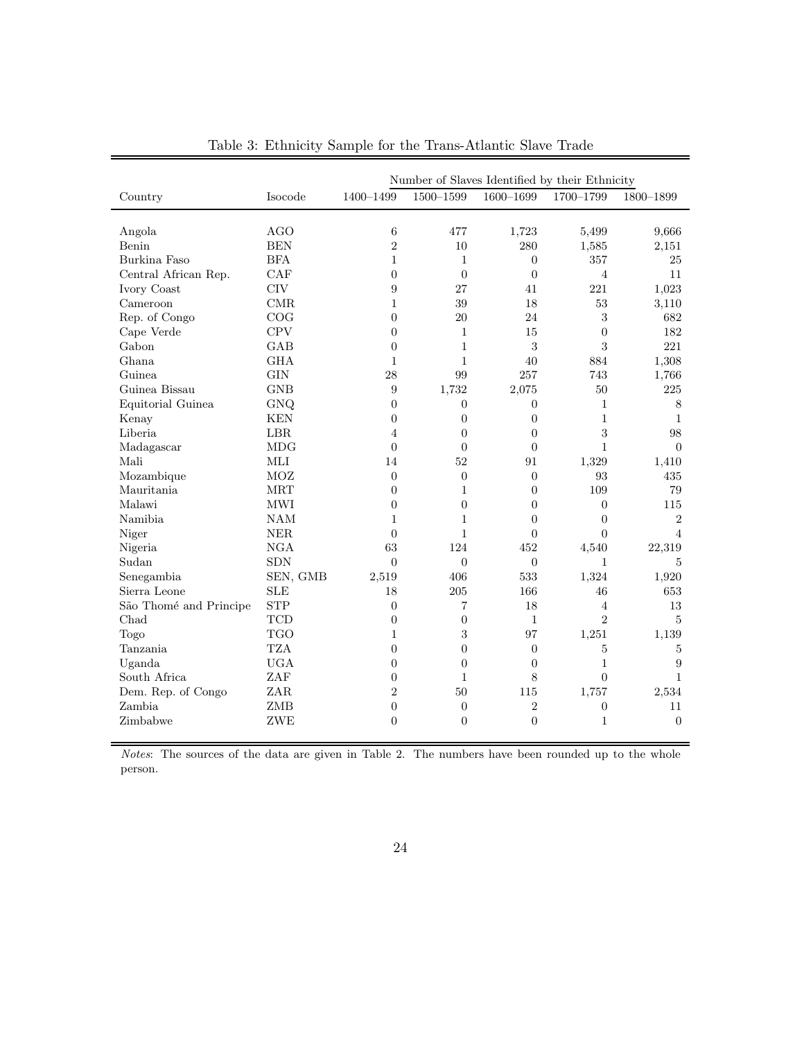Table 3: Ethnicity Sample for the Trans-Atlantic Slave Trade

| Country | Isocode | Number of Slaves Identified by their Ethnicity | | | | |
|---|---|---|---|---|---|---|
| | | 1400–1499 | 1500–1599 | 1600–1699 | 1700–1799 | 1800–1899 |
| Angola | AGO | 6 | 477 | 1,723 | 5,499 | 9,666 |
| Benin | BEN | 2 | 10 | 280 | 1,585 | 2,151 |
| Burkina Faso | BFA | 1 | 1 | 0 | 357 | 25 |
| Central African Rep. | CAF | 0 | 0 | 0 | 4 | 11 |
| Ivory Coast | CIV | 9 | 27 | 41 | 221 | 1,023 |
| Cameroon | CMR | 1 | 39 | 18 | 53 | 3,110 |
| Rep. of Congo | COG | 0 | 20 | 24 | 3 | 682 |
| Cape Verde | CPV | 0 | 1 | 15 | 0 | 182 |
| Gabon | GAB | 0 | 1 | 3 | 3 | 221 |
| Ghana | GHA | 1 | 1 | 40 | 884 | 1,308 |
| Guinea | GIN | 28 | 99 | 257 | 743 | 1,766 |
| Guinea Bissau | GNB | 9 | 1,732 | 2,075 | 50 | 225 |
| Equitorial Guinea | GNQ | 0 | 0 | 0 | 1 | 8 |
| Kenay | KEN | 0 | 0 | 0 | 1 | 1 |
| Liberia | LBR | 4 | 0 | 0 | 3 | 98 |
| Madagascar | MDG | 0 | 0 | 0 | 1 | 0 |
| Mali | MLI | 14 | 52 | 91 | 1,329 | 1,410 |
| Mozambique | MOZ | 0 | 0 | 0 | 93 | 435 |
| Mauritania | MRT | 0 | 1 | 0 | 109 | 79 |
| Malawi | MWI | 0 | 0 | 0 | 0 | 115 |
| Namibia | NAM | 1 | 1 | 0 | 0 | 2 |
| Niger | NER | 0 | 1 | 0 | 0 | 4 |
| Nigeria | NGA | 63 | 124 | 452 | 4,540 | 22,319 |
| Sudan | SDN | 0 | 0 | 0 | 1 | 5 |
| Senegambia | SEN, GMB | 2,519 | 406 | 533 | 1,324 | 1,920 |
| Sierra Leone | SLE | 18 | 205 | 166 | 46 | 653 |
| São Thomé and Principe | STP | 0 | 7 | 18 | 4 | 13 |
| Chad | TCD | 0 | 0 | 1 | 2 | 5 |
| Togo | TGO | 1 | 3 | 97 | 1,251 | 1,139 |
| Tanzania | TZA | 0 | 0 | 0 | 5 | 5 |
| Uganda | UGA | 0 | 0 | 0 | 1 | 9 |
| South Africa | ZAF | 0 | 1 | 8 | 0 | 1 |
| Dem. Rep. of Congo | ZAR | 2 | 50 | 115 | 1,757 | 2,534 |
| Zambia | ZMB | 0 | 0 | 2 | 0 | 11 |
| Zimbabwe | ZWE | 0 | 0 | 0 | 1 | 0 |

*Notes*: The sources of the data are given in Table 2. The numbers have been rounded up to the whole person.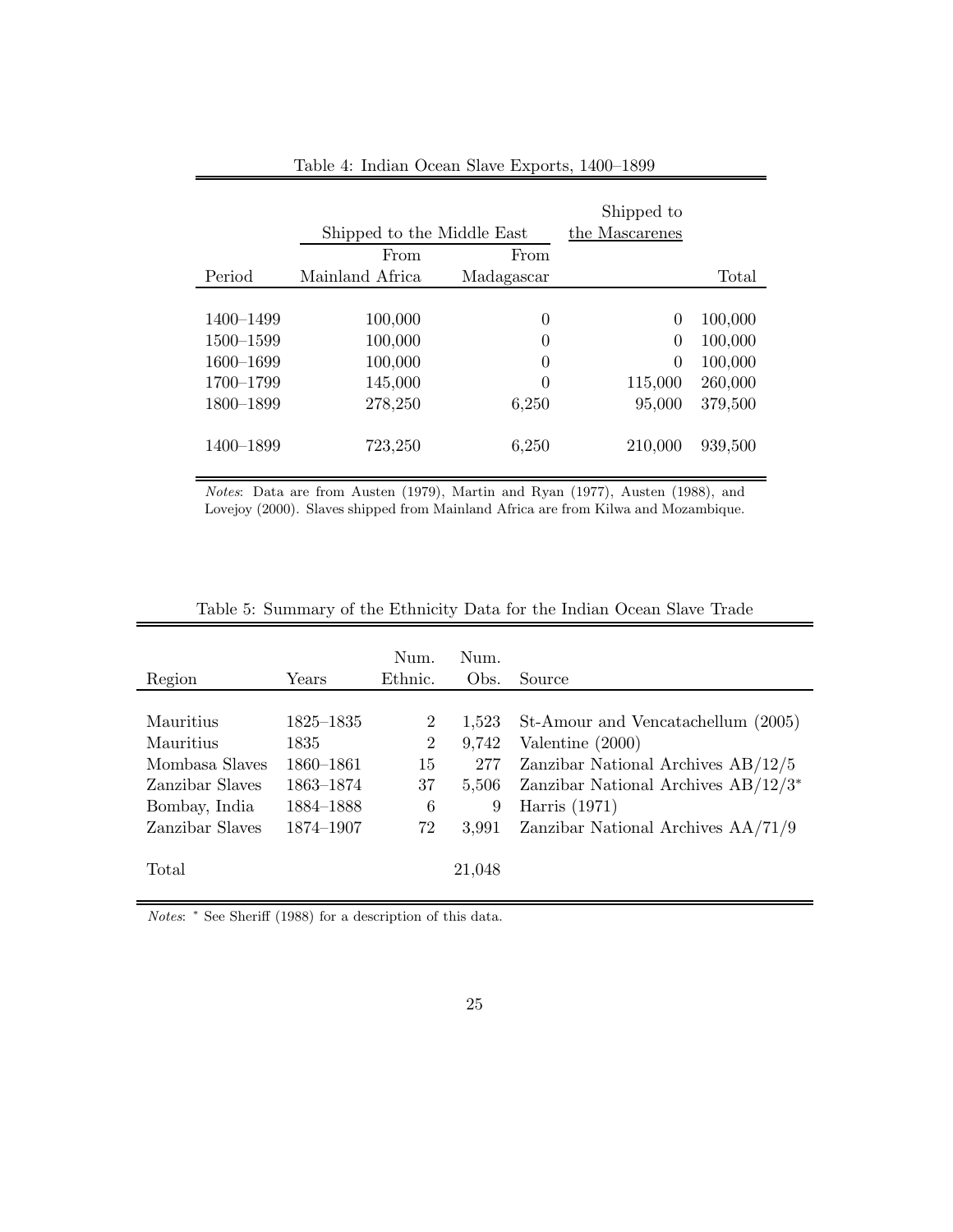Table 4: Indian Ocean Slave Exports, 1400–1899

| Period | Shipped to the Middle East | | Shipped to the Mascarenes | Total |
|---|---|---|---|---|
| | From Mainland Africa | From Madagascar | | |
| 1400–1499 | 100,000 | 0 | 0 | 100,000 |
| 1500–1599 | 100,000 | 0 | 0 | 100,000 |
| 1600–1699 | 100,000 | 0 | 0 | 100,000 |
| 1700–1799 | 145,000 | 0 | 115,000 | 260,000 |
| 1800–1899 | 278,250 | 6,250 | 95,000 | 379,500 |
| 1400–1899 | 723,250 | 6,250 | 210,000 | 939,500 |

*Notes*: Data are from Austen (1979), Martin and Ryan (1977), Austen (1988), and Lovejoy (2000). Slaves shipped from Mainland Africa are from Kilwa and Mozambique.

Table 5: Summary of the Ethnicity Data for the Indian Ocean Slave Trade

| Region | Years | Num. Ethnic. | Num. Obs. | Source |
|---|---|---|---|---|
| Mauritius | 1825–1835 | 2 | 1,523 | St-Amour and Vencatachellum (2005) |
| Mauritius | 1835 | 2 | 9,742 | Valentine (2000) |
| Mombasa Slaves | 1860–1861 | 15 | 277 | Zanzibar National Archives AB/12/5 |
| Zanzibar Slaves | 1863–1874 | 37 | 5,506 | Zanzibar National Archives AB/12/3* |
| Bombay, India | 1884–1888 | 6 | 9 | Harris (1971) |
| Zanzibar Slaves | 1874–1907 | 72 | 3,991 | Zanzibar National Archives AA/71/9 |
| Total | | | 21,048 | |

*Notes*: * See Sheriff (1988) for a description of this data.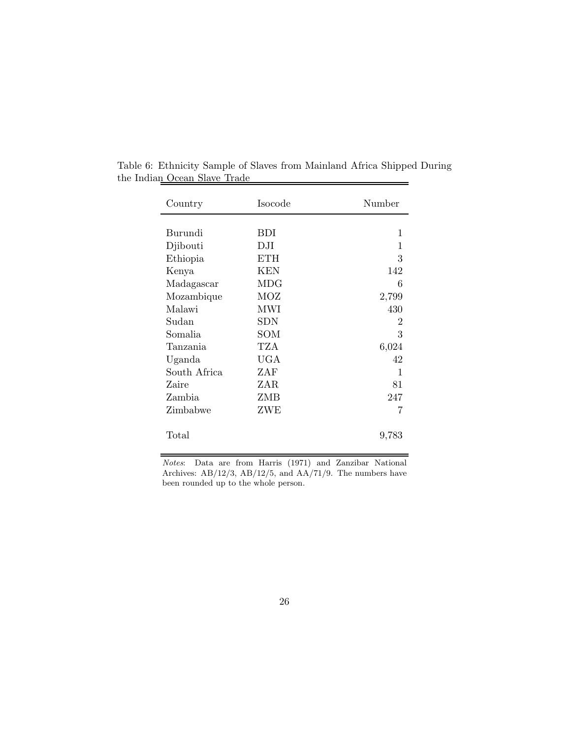Table 6: Ethnicity Sample of Slaves from Mainland Africa Shipped During the Indian Ocean Slave Trade

| Country | Isocode | Number |
|---|---|---|
| Burundi | BDI | 1 |
| Djibouti | DJI | 1 |
| Ethiopia | ETH | 3 |
| Kenya | KEN | 142 |
| Madagascar | MDG | 6 |
| Mozambique | MOZ | 2,799 |
| Malawi | MWI | 430 |
| Sudan | SDN | 2 |
| Somalia | SOM | 3 |
| Tanzania | TZA | 6,024 |
| Uganda | UGA | 42 |
| South Africa | ZAF | 1 |
| Zaire | ZAR | 81 |
| Zambia | ZMB | 247 |
| Zimbabwe | ZWE | 7 |
| Total | | 9,783 |

*Notes*: Data are from Harris (1971) and Zanzibar National Archives: AB/12/3, AB/12/5, and AA/71/9. The numbers have been rounded up to the whole person.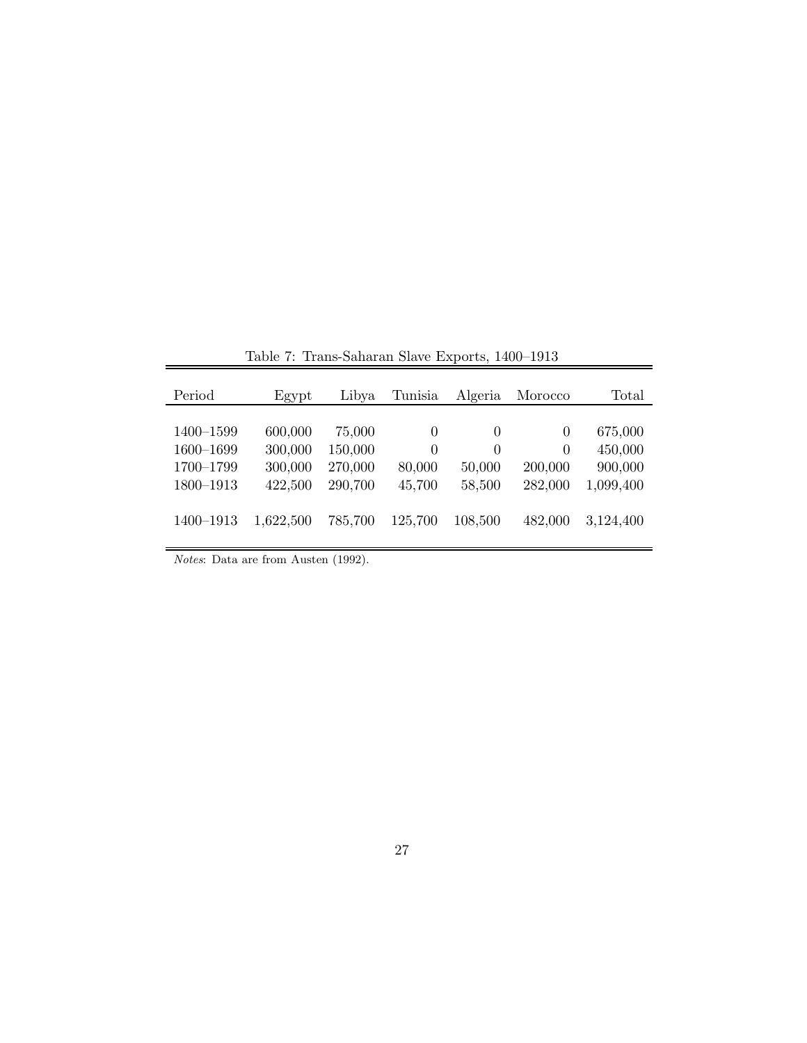Table 7: Trans-Saharan Slave Exports, 1400–1913

| Period | Egypt | Libya | Tunisia | Algeria | Morocco | Total |
|---|---|---|---|---|---|---|
| 1400–1599 | 600,000 | 75,000 | 0 | 0 | 0 | 675,000 |
| 1600–1699 | 300,000 | 150,000 | 0 | 0 | 0 | 450,000 |
| 1700–1799 | 300,000 | 270,000 | 80,000 | 50,000 | 200,000 | 900,000 |
| 1800–1913 | 422,500 | 290,700 | 45,700 | 58,500 | 282,000 | 1,099,400 |
| 1400–1913 | 1,622,500 | 785,700 | 125,700 | 108,500 | 482,000 | 3,124,400 |

*Notes*: Data are from Austen (1992).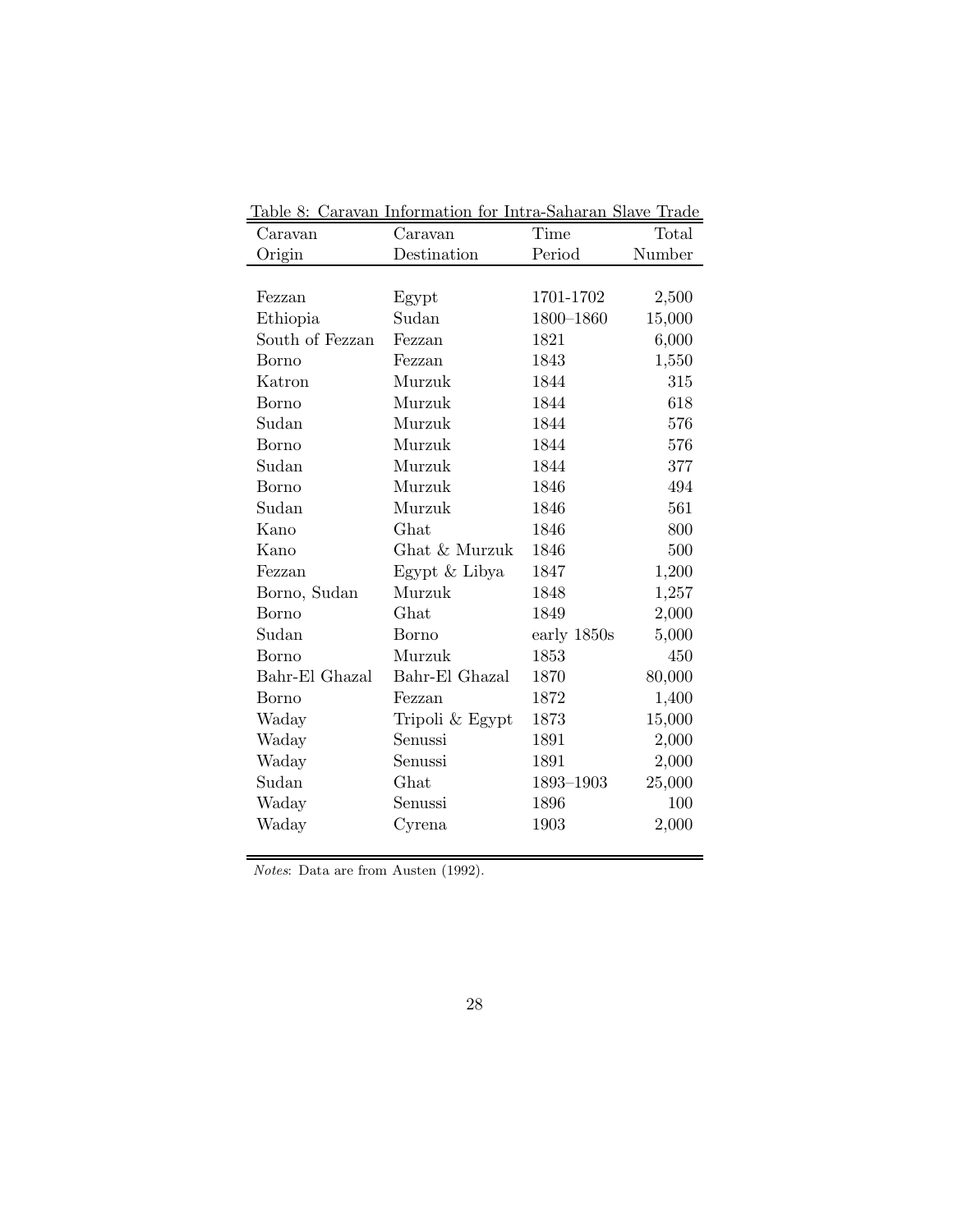Table 8: Caravan Information for Intra-Saharan Slave Trade

| Caravan Origin | Caravan Destination | Time Period | Total Number |
|---|---|---|---|
| Fezzan | Egypt | 1701-1702 | 2,500 |
| Ethiopia | Sudan | 1800–1860 | 15,000 |
| South of Fezzan | Fezzan | 1821 | 6,000 |
| Borno | Fezzan | 1843 | 1,550 |
| Katron | Murzuk | 1844 | 315 |
| Borno | Murzuk | 1844 | 618 |
| Sudan | Murzuk | 1844 | 576 |
| Borno | Murzuk | 1844 | 576 |
| Sudan | Murzuk | 1844 | 377 |
| Borno | Murzuk | 1846 | 494 |
| Sudan | Murzuk | 1846 | 561 |
| Kano | Ghat | 1846 | 800 |
| Kano | Ghat & Murzuk | 1846 | 500 |
| Fezzan | Egypt & Libya | 1847 | 1,200 |
| Borno, Sudan | Murzuk | 1848 | 1,257 |
| Borno | Ghat | 1849 | 2,000 |
| Sudan | Borno | early 1850s | 5,000 |
| Borno | Murzuk | 1853 | 450 |
| Bahr-El Ghazal | Bahr-El Ghazal | 1870 | 80,000 |
| Borno | Fezzan | 1872 | 1,400 |
| Waday | Tripoli & Egypt | 1873 | 15,000 |
| Waday | Senussi | 1891 | 2,000 |
| Waday | Senussi | 1891 | 2,000 |
| Sudan | Ghat | 1893–1903 | 25,000 |
| Waday | Senussi | 1896 | 100 |
| Waday | Cyrena | 1903 | 2,000 |

*Notes*: Data are from Austen (1992).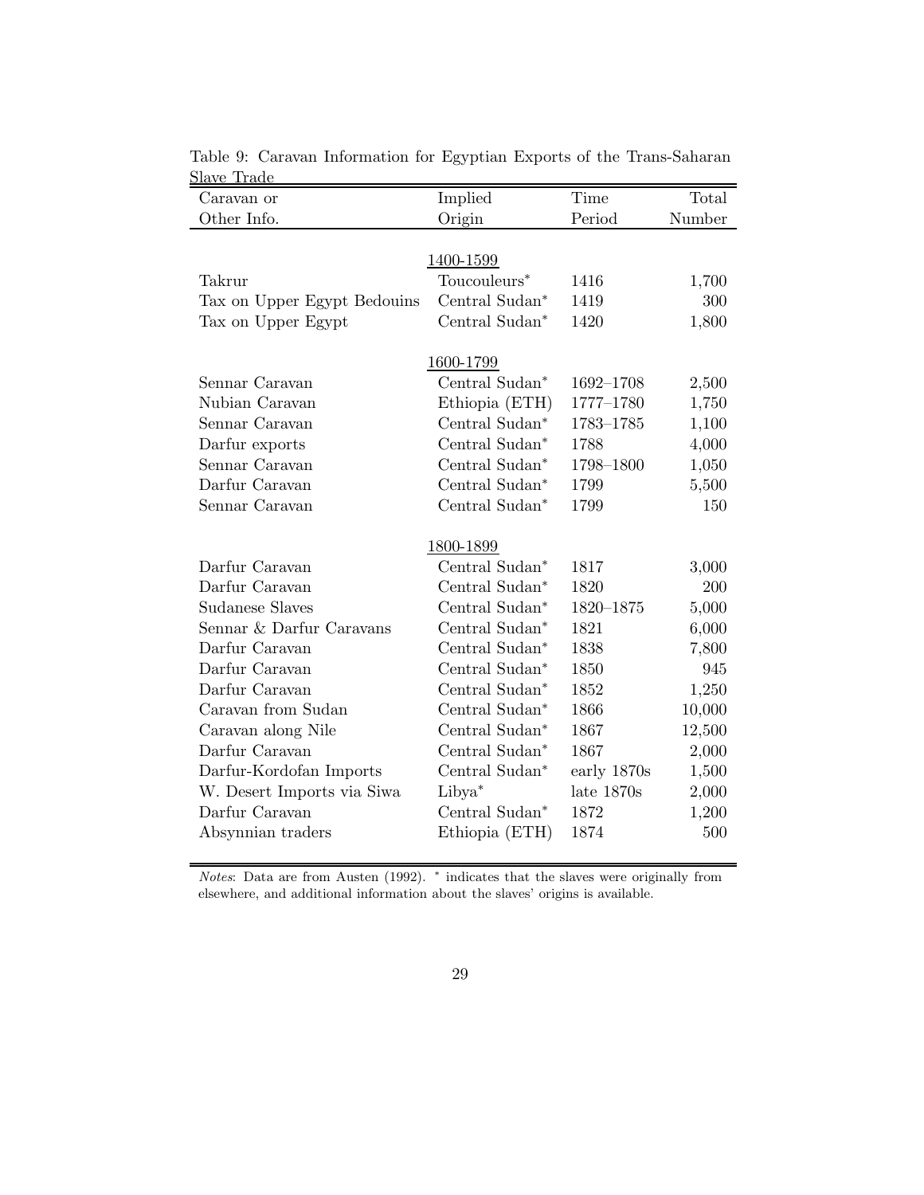Table 9: Caravan Information for Egyptian Exports of the Trans-Saharan Slave Trade

| Caravan or Other Info. | Implied Origin | Time Period | Total Number |
|---|---|---|---|
| | 1400-1599 | | |
| Takrur | Toucouleurs* | 1416 | 1,700 |
| Tax on Upper Egypt Bedouins | Central Sudan* | 1419 | 300 |
| Tax on Upper Egypt | Central Sudan* | 1420 | 1,800 |
| | 1600-1799 | | |
| Sennar Caravan | Central Sudan* | 1692–1708 | 2,500 |
| Nubian Caravan | Ethiopia (ETH) | 1777–1780 | 1,750 |
| Sennar Caravan | Central Sudan* | 1783–1785 | 1,100 |
| Darfur exports | Central Sudan* | 1788 | 4,000 |
| Sennar Caravan | Central Sudan* | 1798–1800 | 1,050 |
| Darfur Caravan | Central Sudan* | 1799 | 5,500 |
| Sennar Caravan | Central Sudan* | 1799 | 150 |
| | 1800-1899 | | |
| Darfur Caravan | Central Sudan* | 1817 | 3,000 |
| Darfur Caravan | Central Sudan* | 1820 | 200 |
| Sudanese Slaves | Central Sudan* | 1820–1875 | 5,000 |
| Sennar & Darfur Caravans | Central Sudan* | 1821 | 6,000 |
| Darfur Caravan | Central Sudan* | 1838 | 7,800 |
| Darfur Caravan | Central Sudan* | 1850 | 945 |
| Darfur Caravan | Central Sudan* | 1852 | 1,250 |
| Caravan from Sudan | Central Sudan* | 1866 | 10,000 |
| Caravan along Nile | Central Sudan* | 1867 | 12,500 |
| Darfur Caravan | Central Sudan* | 1867 | 2,000 |
| Darfur-Kordofan Imports | Central Sudan* | early 1870s | 1,500 |
| W. Desert Imports via Siwa | Libya* | late 1870s | 2,000 |
| Darfur Caravan | Central Sudan* | 1872 | 1,200 |
| Absynnian traders | Ethiopia (ETH) | 1874 | 500 |

*Notes*: Data are from Austen (1992). * indicates that the slaves were originally from elsewhere, and additional information about the slaves' origins is available.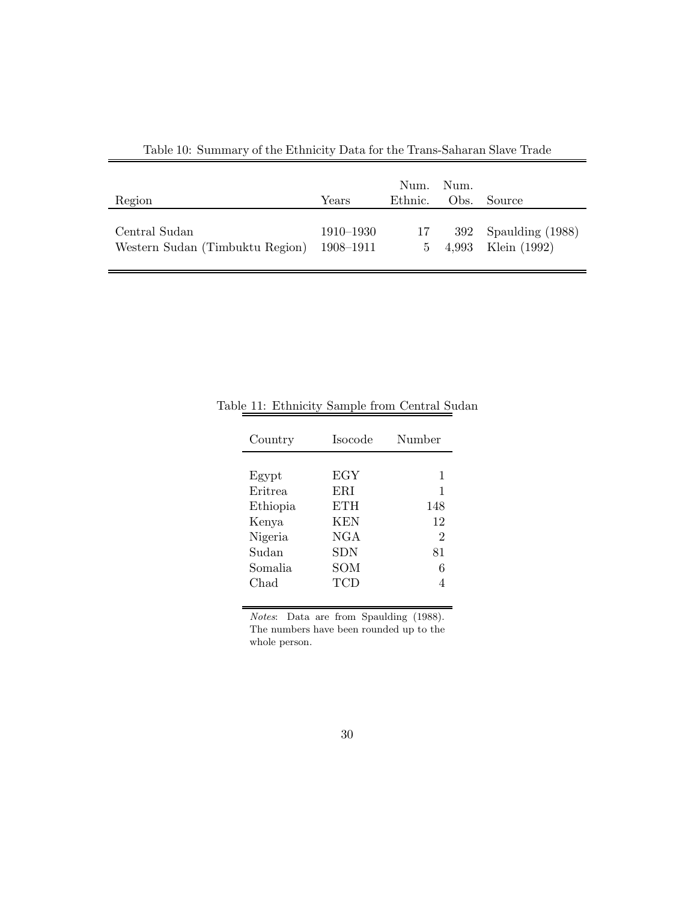Table 10: Summary of the Ethnicity Data for the Trans-Saharan Slave Trade

| Region | Years | Num. Ethnic. | Num. Obs. | Source |
|---|---|---|---|---|
| Central Sudan | 1910–1930 | 17 | 392 | Spaulding (1988) |
| Western Sudan (Timbuktu Region) | 1908–1911 | 5 | 4,993 | Klein (1992) |

Table 11: Ethnicity Sample from Central Sudan

| Country | Isocode | Number |
|---|---|---|
| Egypt | EGY | 1 |
| Eritrea | ERI | 1 |
| Ethiopia | ETH | 148 |
| Kenya | KEN | 12 |
| Nigeria | NGA | 2 |
| Sudan | SDN | 81 |
| Somalia | SOM | 6 |
| Chad | TCD | 4 |

*Notes*: Data are from Spaulding (1988). The numbers have been rounded up to the whole person.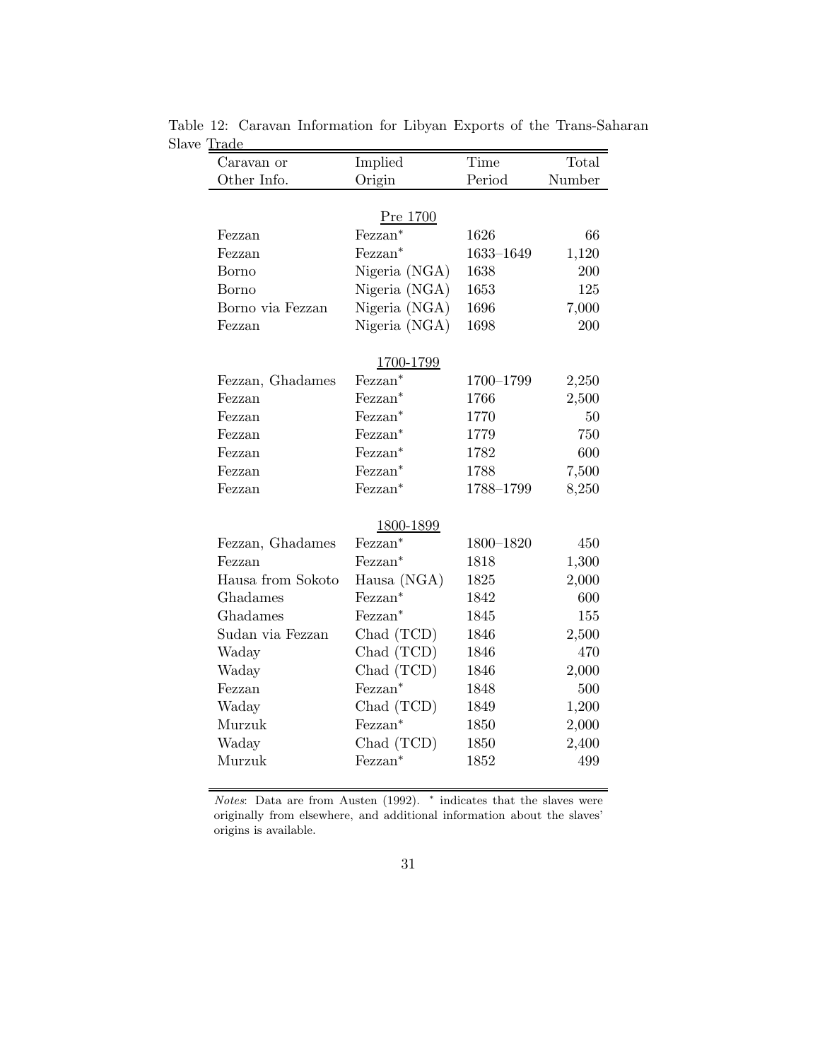Table 12: Caravan Information for Libyan Exports of the Trans-Saharan Slave Trade

| Caravan or Other Info. | Implied Origin | Time Period | Total Number |
|---|---|---|---|
| | Pre 1700 | | |
| Fezzan | Fezzan* | 1626 | 66 |
| Fezzan | Fezzan* | 1633–1649 | 1,120 |
| Borno | Nigeria (NGA) | 1638 | 200 |
| Borno | Nigeria (NGA) | 1653 | 125 |
| Borno via Fezzan | Nigeria (NGA) | 1696 | 7,000 |
| Fezzan | Nigeria (NGA) | 1698 | 200 |
| | 1700-1799 | | |
| Fezzan, Ghadames | Fezzan* | 1700–1799 | 2,250 |
| Fezzan | Fezzan* | 1766 | 2,500 |
| Fezzan | Fezzan* | 1770 | 50 |
| Fezzan | Fezzan* | 1779 | 750 |
| Fezzan | Fezzan* | 1782 | 600 |
| Fezzan | Fezzan* | 1788 | 7,500 |
| Fezzan | Fezzan* | 1788–1799 | 8,250 |
| | 1800-1899 | | |
| Fezzan, Ghadames | Fezzan* | 1800–1820 | 450 |
| Fezzan | Fezzan* | 1818 | 1,300 |
| Hausa from Sokoto | Hausa (NGA) | 1825 | 2,000 |
| Ghadames | Fezzan* | 1842 | 600 |
| Ghadames | Fezzan* | 1845 | 155 |
| Sudan via Fezzan | Chad (TCD) | 1846 | 2,500 |
| Waday | Chad (TCD) | 1846 | 470 |
| Waday | Chad (TCD) | 1846 | 2,000 |
| Fezzan | Fezzan* | 1848 | 500 |
| Waday | Chad (TCD) | 1849 | 1,200 |
| Murzuk | Fezzan* | 1850 | 2,000 |
| Waday | Chad (TCD) | 1850 | 2,400 |
| Murzuk | Fezzan* | 1852 | 499 |

*Notes*: Data are from Austen (1992). * indicates that the slaves were originally from elsewhere, and additional information about the slaves' origins is available.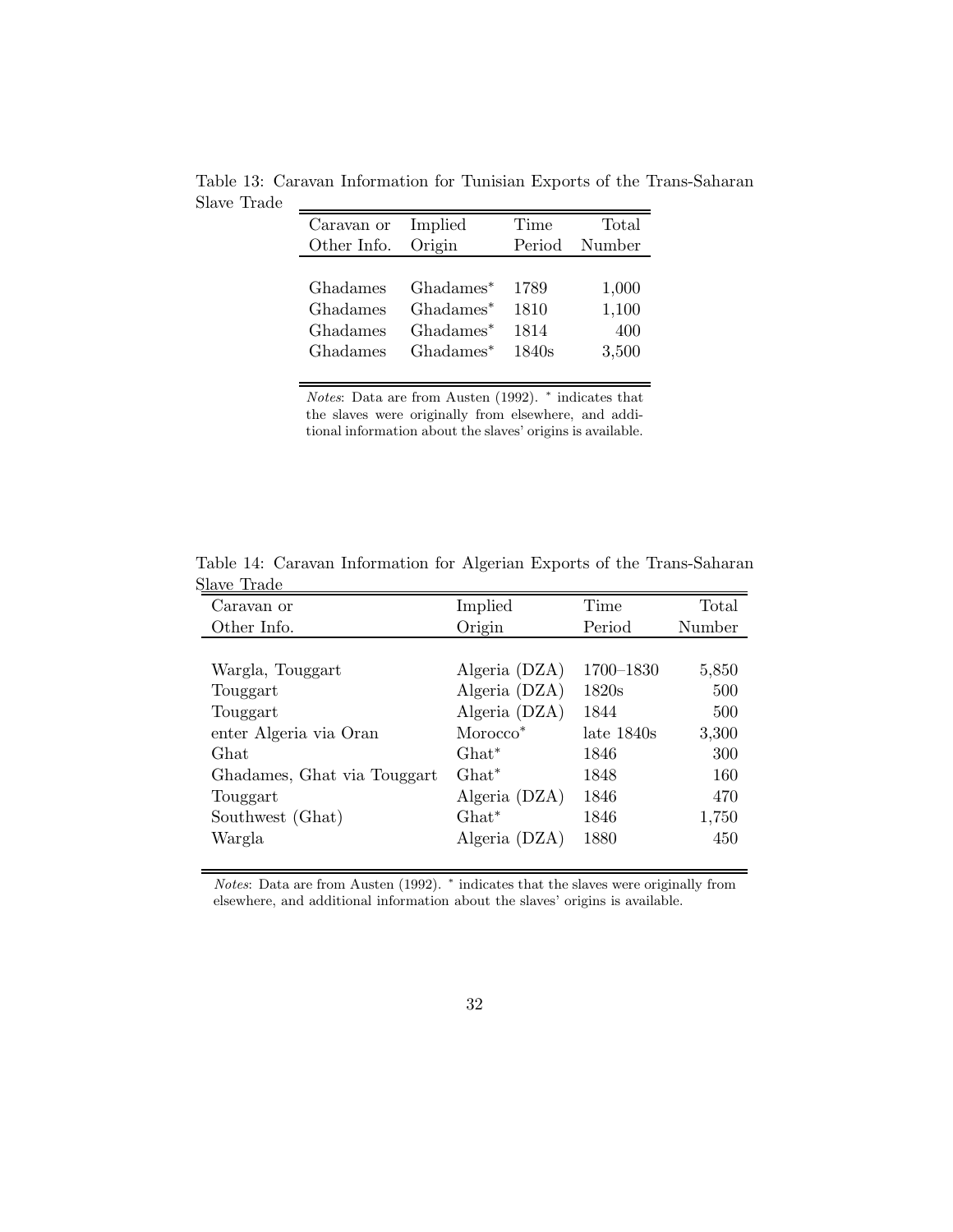Table 13: Caravan Information for Tunisian Exports of the Trans-Saharan Slave Trade

| Caravan or Other Info. | Implied Origin | Time Period | Total Number |
|---|---|---|---|
| Ghadames | Ghadames* | 1789 | 1,000 |
| Ghadames | Ghadames* | 1810 | 1,100 |
| Ghadames | Ghadames* | 1814 | 400 |
| Ghadames | Ghadames* | 1840s | 3,500 |

*Notes*: Data are from Austen (1992). * indicates that the slaves were originally from elsewhere, and additional information about the slaves' origins is available.

Table 14: Caravan Information for Algerian Exports of the Trans-Saharan Slave Trade

| Caravan or Other Info. | Implied Origin | Time Period | Total Number |
|---|---|---|---|
| Wargla, Touggart | Algeria (DZA) | 1700–1830 | 5,850 |
| Touggart | Algeria (DZA) | 1820s | 500 |
| Touggart | Algeria (DZA) | 1844 | 500 |
| enter Algeria via Oran | Morocco* | late 1840s | 3,300 |
| Ghat | Ghat* | 1846 | 300 |
| Ghadames, Ghat via Touggart | Ghat* | 1848 | 160 |
| Touggart | Algeria (DZA) | 1846 | 470 |
| Southwest (Ghat) | Ghat* | 1846 | 1,750 |
| Wargla | Algeria (DZA) | 1880 | 450 |

*Notes*: Data are from Austen (1992). * indicates that the slaves were originally from elsewhere, and additional information about the slaves' origins is available.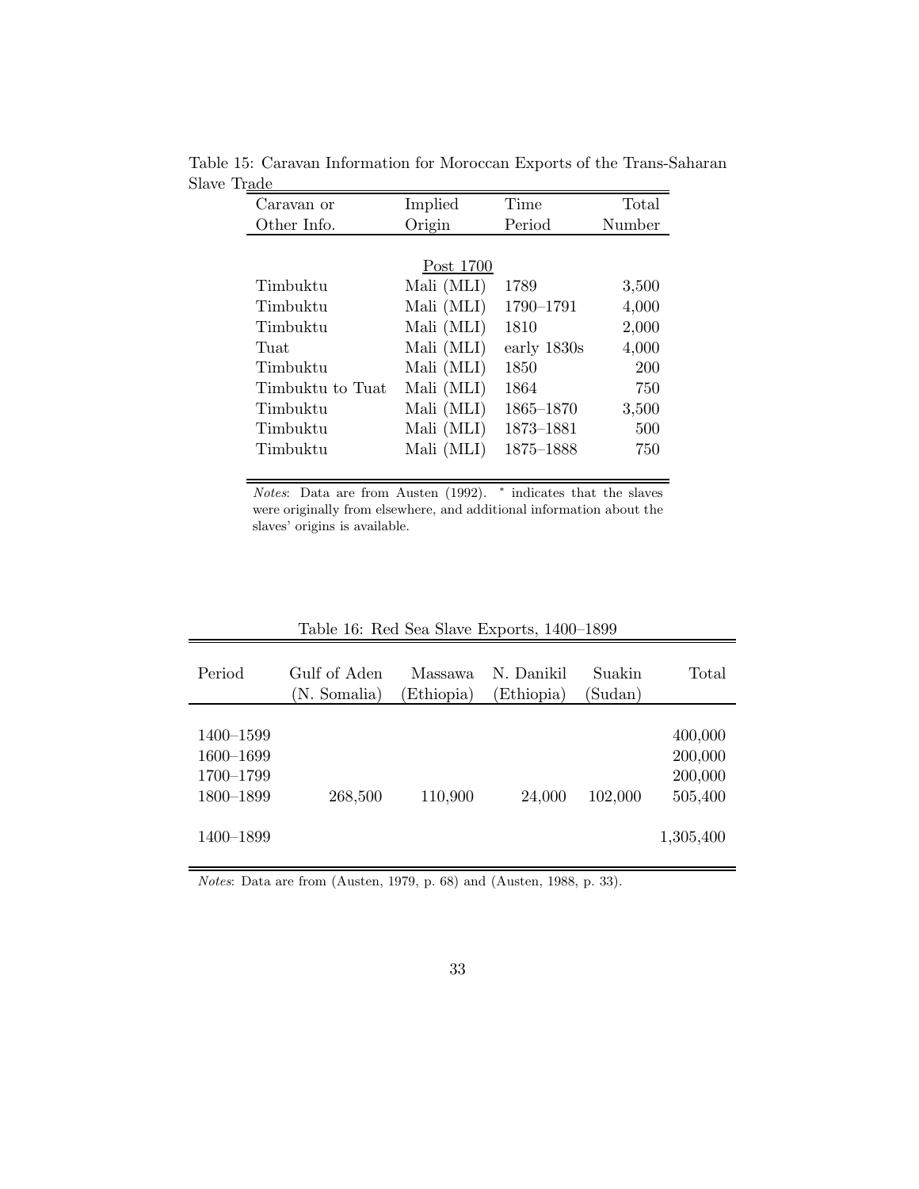Table 15: Caravan Information for Moroccan Exports of the Trans-Saharan Slave Trade

| Caravan or Other Info. | Implied Origin | Time Period | Total Number |
|---|---|---|---|
| | Post 1700 | | |
| Timbuktu | Mali (MLI) | 1789 | 3,500 |
| Timbuktu | Mali (MLI) | 1790–1791 | 4,000 |
| Timbuktu | Mali (MLI) | 1810 | 2,000 |
| Tuat | Mali (MLI) | early 1830s | 4,000 |
| Timbuktu | Mali (MLI) | 1850 | 200 |
| Timbuktu to Tuat | Mali (MLI) | 1864 | 750 |
| Timbuktu | Mali (MLI) | 1865–1870 | 3,500 |
| Timbuktu | Mali (MLI) | 1873–1881 | 500 |
| Timbuktu | Mali (MLI) | 1875–1888 | 750 |

*Notes*: Data are from Austen (1992). * indicates that the slaves were originally from elsewhere, and additional information about the slaves' origins is available.

Table 16: Red Sea Slave Exports, 1400–1899

| Period | Gulf of Aden (N. Somalia) | Massawa (Ethiopia) | N. Danikil (Ethiopia) | Suakin (Sudan) | Total |
|---|---|---|---|---|---|
| 1400–1599 | | | | | 400,000 |
| 1600–1699 | | | | | 200,000 |
| 1700–1799 | | | | | 200,000 |
| 1800–1899 | 268,500 | 110,900 | 24,000 | 102,000 | 505,400 |
| 1400–1899 | | | | | 1,305,400 |

*Notes*: Data are from (Austen, 1979, p. 68) and (Austen, 1988, p. 33).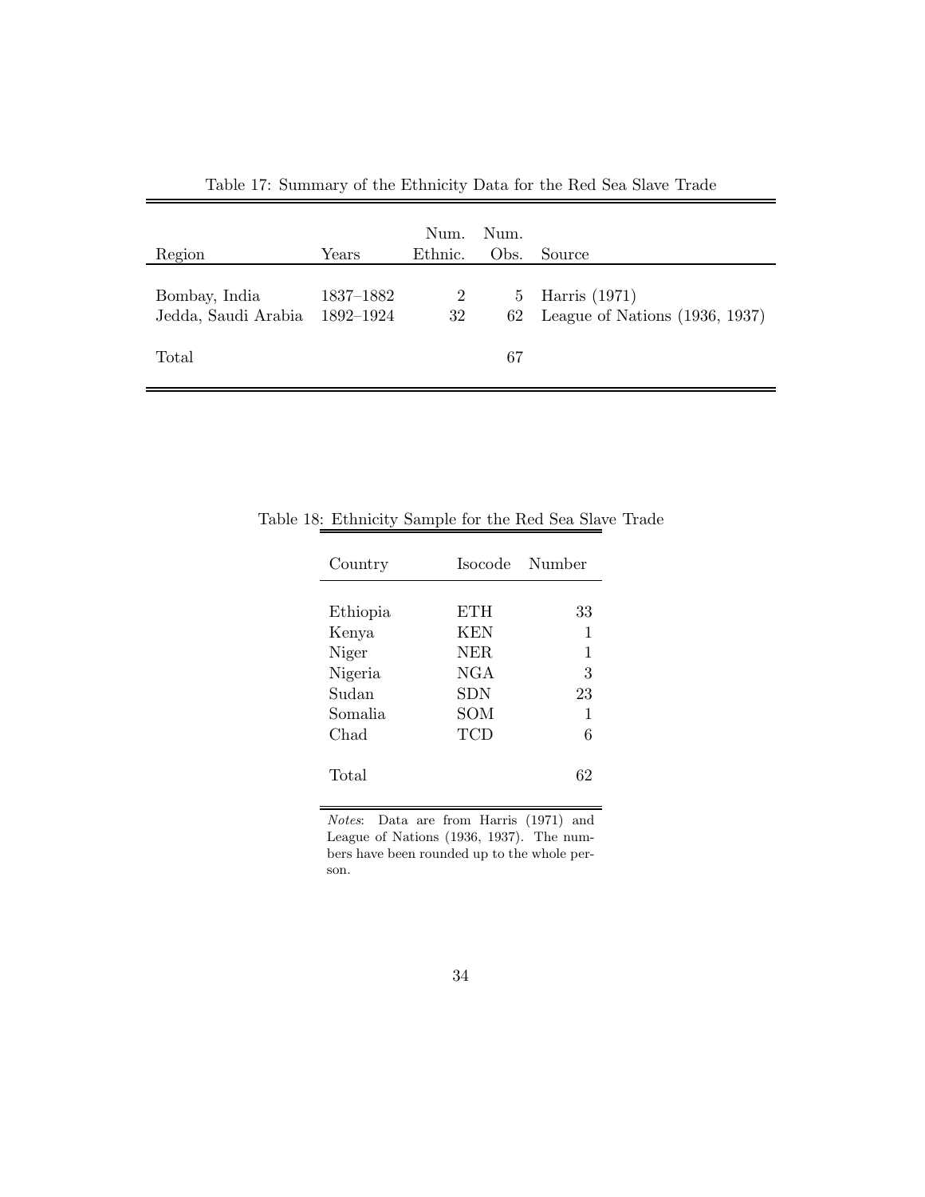Table 17: Summary of the Ethnicity Data for the Red Sea Slave Trade

| Region | Years | Num. Ethnic. | Num. Obs. | Source |
|---|---|---|---|---|
| Bombay, India | 1837–1882 | 2 | 5 | Harris (1971) |
| Jedda, Saudi Arabia | 1892–1924 | 32 | 62 | League of Nations (1936, 1937) |
| Total | | | 67 | |

Table 18: Ethnicity Sample for the Red Sea Slave Trade

| Country | Isocode | Number |
|---|---|---|
| Ethiopia | ETH | 33 |
| Kenya | KEN | 1 |
| Niger | NER | 1 |
| Nigeria | NGA | 3 |
| Sudan | SDN | 23 |
| Somalia | SOM | 1 |
| Chad | TCD | 6 |
| Total | | 62 |

*Notes*: Data are from Harris (1971) and League of Nations (1936, 1937). The numbers have been rounded up to the whole person.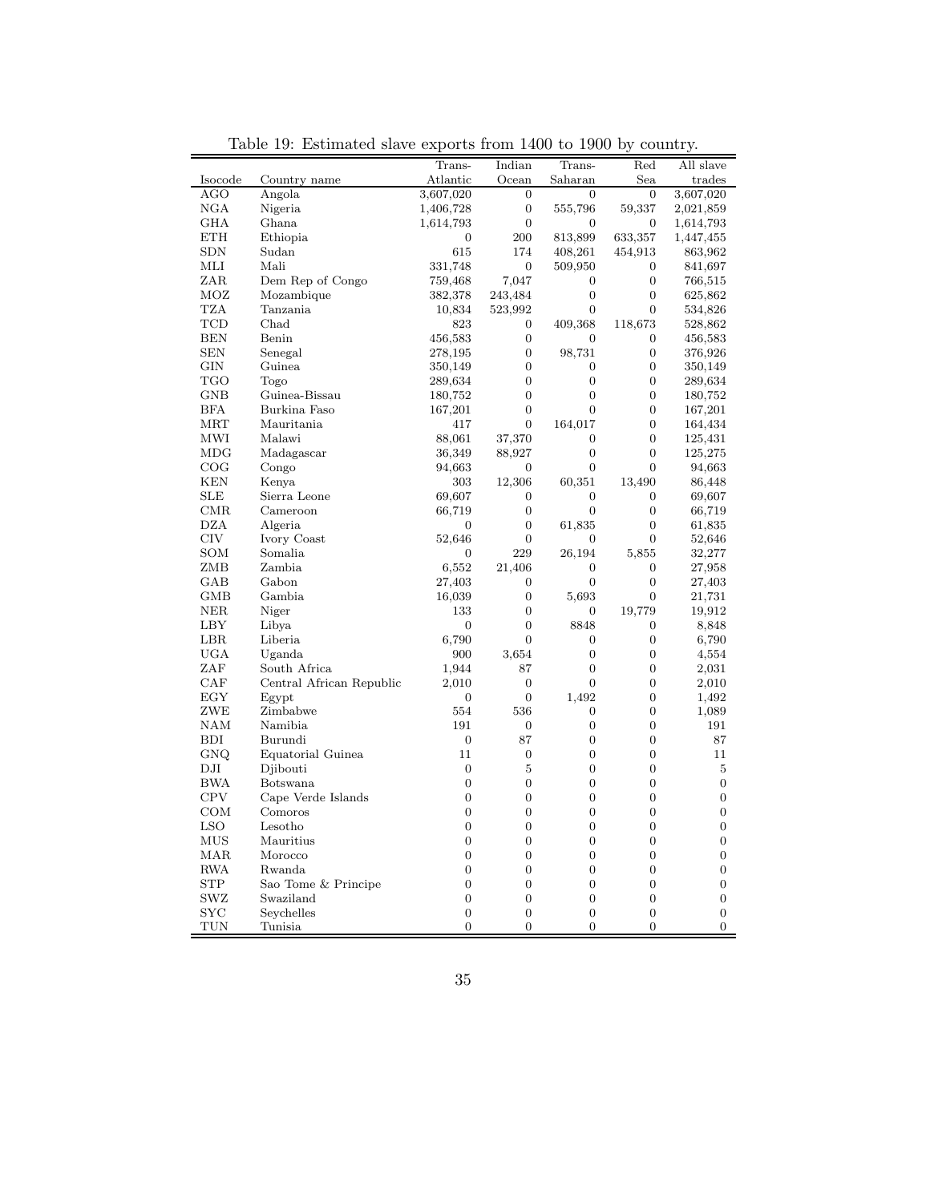Table 19: Estimated slave exports from 1400 to 1900 by country.

| Isocode | Country name | Trans-Atlantic | Indian Ocean | Trans-Saharan | Red Sea | All slave trades |
|---|---|---|---|---|---|---|
| AGO | Angola | 3,607,020 | 0 | 0 | 0 | 3,607,020 |
| NGA | Nigeria | 1,406,728 | 0 | 555,796 | 59,337 | 2,021,859 |
| GHA | Ghana | 1,614,793 | 0 | 0 | 0 | 1,614,793 |
| ETH | Ethiopia | 0 | 200 | 813,899 | 633,357 | 1,447,455 |
| SDN | Sudan | 615 | 174 | 408,261 | 454,913 | 863,962 |
| MLI | Mali | 331,748 | 0 | 509,950 | 0 | 841,697 |
| ZAR | Dem Rep of Congo | 759,468 | 7,047 | 0 | 0 | 766,515 |
| MOZ | Mozambique | 382,378 | 243,484 | 0 | 0 | 625,862 |
| TZA | Tanzania | 10,834 | 523,992 | 0 | 0 | 534,826 |
| TCD | Chad | 823 | 0 | 409,368 | 118,673 | 528,862 |
| BEN | Benin | 456,583 | 0 | 0 | 0 | 456,583 |
| SEN | Senegal | 278,195 | 0 | 98,731 | 0 | 376,926 |
| GIN | Guinea | 350,149 | 0 | 0 | 0 | 350,149 |
| TGO | Togo | 289,634 | 0 | 0 | 0 | 289,634 |
| GNB | Guinea-Bissau | 180,752 | 0 | 0 | 0 | 180,752 |
| BFA | Burkina Faso | 167,201 | 0 | 0 | 0 | 167,201 |
| MRT | Mauritania | 417 | 0 | 164,017 | 0 | 164,434 |
| MWI | Malawi | 88,061 | 37,370 | 0 | 0 | 125,431 |
| MDG | Madagascar | 36,349 | 88,927 | 0 | 0 | 125,275 |
| COG | Congo | 94,663 | 0 | 0 | 0 | 94,663 |
| KEN | Kenya | 303 | 12,306 | 60,351 | 13,490 | 86,448 |
| SLE | Sierra Leone | 69,607 | 0 | 0 | 0 | 69,607 |
| CMR | Cameroon | 66,719 | 0 | 0 | 0 | 66,719 |
| DZA | Algeria | 0 | 0 | 61,835 | 0 | 61,835 |
| CIV | Ivory Coast | 52,646 | 0 | 0 | 0 | 52,646 |
| SOM | Somalia | 0 | 229 | 26,194 | 5,855 | 32,277 |
| ZMB | Zambia | 6,552 | 21,406 | 0 | 0 | 27,958 |
| GAB | Gabon | 27,403 | 0 | 0 | 0 | 27,403 |
| GMB | Gambia | 16,039 | 0 | 5,693 | 0 | 21,731 |
| NER | Niger | 133 | 0 | 0 | 19,779 | 19,912 |
| LBY | Libya | 0 | 0 | 8848 | 0 | 8,848 |
| LBR | Liberia | 6,790 | 0 | 0 | 0 | 6,790 |
| UGA | Uganda | 900 | 3,654 | 0 | 0 | 4,554 |
| ZAF | South Africa | 1,944 | 87 | 0 | 0 | 2,031 |
| CAF | Central African Republic | 2,010 | 0 | 0 | 0 | 2,010 |
| EGY | Egypt | 0 | 0 | 1,492 | 0 | 1,492 |
| ZWE | Zimbabwe | 554 | 536 | 0 | 0 | 1,089 |
| NAM | Namibia | 191 | 0 | 0 | 0 | 191 |
| BDI | Burundi | 0 | 87 | 0 | 0 | 87 |
| GNQ | Equatorial Guinea | 11 | 0 | 0 | 0 | 11 |
| DJI | Djibouti | 0 | 5 | 0 | 0 | 5 |
| BWA | Botswana | 0 | 0 | 0 | 0 | 0 |
| CPV | Cape Verde Islands | 0 | 0 | 0 | 0 | 0 |
| COM | Comoros | 0 | 0 | 0 | 0 | 0 |
| LSO | Lesotho | 0 | 0 | 0 | 0 | 0 |
| MUS | Mauritius | 0 | 0 | 0 | 0 | 0 |
| MAR | Morocco | 0 | 0 | 0 | 0 | 0 |
| RWA | Rwanda | 0 | 0 | 0 | 0 | 0 |
| STP | Sao Tome & Principe | 0 | 0 | 0 | 0 | 0 |
| SWZ | Swaziland | 0 | 0 | 0 | 0 | 0 |
| SYC | Seychelles | 0 | 0 | 0 | 0 | 0 |
| TUN | Tunisia | 0 | 0 | 0 | 0 | 0 |